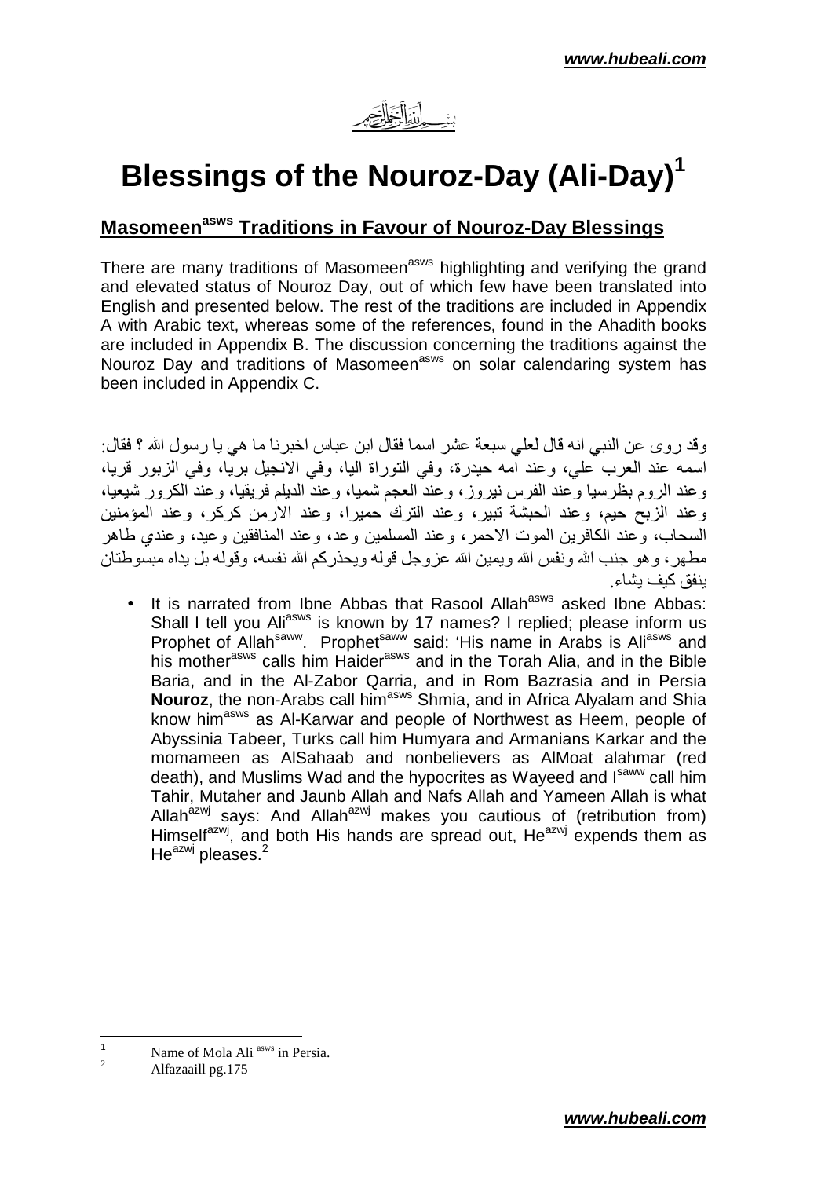بسم الله الرحمن الرحيم

# Blessings of the Nouroz-Day (Ali-Day)[1]

## Masomeen[asws] Traditions in Favour of Nouroz-Day Blessings

There are many traditions of Masomeen[asws] highlighting and verifying the grand and elevated status of Nouroz Day, out of which few have been translated into English and presented below. The rest of the traditions are included in Appendix A with Arabic text, whereas some of the references, found in the Ahadith books are included in Appendix B. The discussion concerning the traditions against the Nouroz Day and traditions of Masomeen[asws] on solar calendaring system has been included in Appendix C.

وقد روى عن النبي انه قال لعلي سبعة عشر اسما فقال ابن عباس اخبرنا ما هي يا رسول الله ؟ فقال: اسمه عند العرب علي، وعند امه حيدرة، وفي التوراة اليا، وفي الانجيل بريا، وفي الزبور قريا، وعند الروم بطرسيا وعند الفرس نيروز، وعند العجم شميا، وعند الديلم فريقيا، وعند الكرور شيعيا، وعند الزبح حيم، وعند الحبشة تبير، وعند الترك حميرا، وعند الارمن كركر، وعند المؤمنين السحاب، وعند الكافرين الموت الاحمر، وعند المسلمين وعد، وعند المنافقين وعيد، وعندي طاهر مطهر، وهو جنب الله ونفس الله ويمين الله عزوجل قوله ويحذركم الله نفسه، وقوله بل يداه مبسوطتان ينفق كيف يشاء.

- It is narrated from Ibne Abbas that Rasool Allah[asws] asked Ibne Abbas: Shall I tell you Ali[asws] is known by 17 names? I replied; please inform us Prophet of Allah[saww]. Prophet[saww] said: 'His name in Arabs is Ali[asws] and his mother[asws] calls him Haider[asws] and in the Torah Alia, and in the Bible Baria, and in the Al-Zabor Qarria, and in Rom Bazrasia and in Persia **Nouroz**, the non-Arabs call him[asws] Shmia, and in Africa Alyalam and Shia know him[asws] as Al-Karwar and people of Northwest as Heem, people of Abyssinia Tabeer, Turks call him Humyara and Armanians Karkar and the momameen as AlSahaab and nonbelievers as AlMoat alahmar (red death), and Muslims Wad and the hypocrites as Wayeed and I[saww] call him Tahir, Mutaher and Jaunb Allah and Nafs Allah and Yameen Allah is what Allah[azwj] says: And Allah[azwj] makes you cautious of (retribution from) Himself[azwj], and both His hands are spread out, He[azwj] expends them as He[azwj] pleases.[2]

---

[1] Name of Mola Ali [asws] in Persia.

[2] Alfazaaill pg.175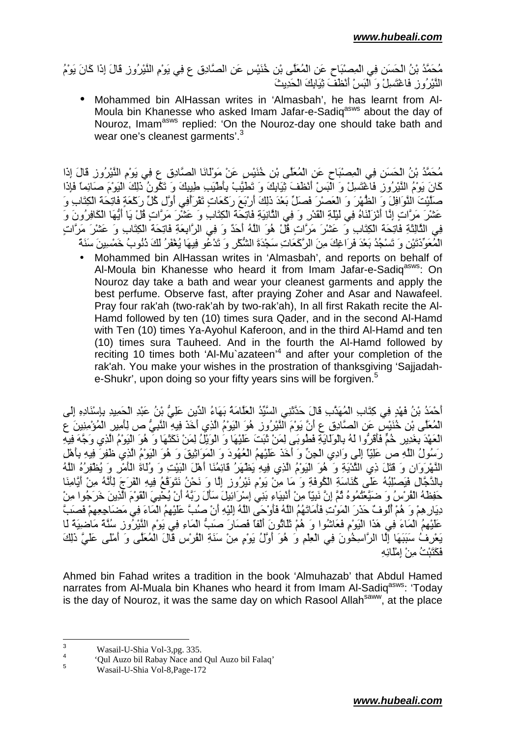مُحَمَّدُ بْنُ الْحَسَنِ فِي الْمِصْبَاحِ عَنِ الْمُعَلَّى بْنِ خُنَيْسٍ عَنِ الصَّادِقِ ع فِي يَوْمِ النَّيْرُوزِ قَالَ إِذَا كَانَ يَوْمُ النَّيْرُوزِ فَاغْتَسِلْ وَ الْبَسْ أَنْظَفَ ثِيَابِكَ الْحَدِيثَ

- Mohammed bin AlHassan writes in 'Almasbah', he has learnt from Al-Moula bin Khanesse who asked Imam Jafar-e-Sadiq[asws] about the day of Nouroz, Imam[asws] replied: 'On the Nouroz-day one should take bath and wear one's cleanest garments'.[3]

مُحَمَّدُ بْنُ الْحَسَنِ فِي الْمِصْبَاحِ عَنِ الْمُعَلَّى بْنِ خُنَيْسٍ عَنْ مَوْلَانَا الصَّادِقِ ع فِي يَوْمِ النَّيْرُوزِ قَالَ إِذَا كَانَ يَوْمُ النَّيْرُوزِ فَاغْتَسِلْ وَ الْبَسْ أَنْظَفَ ثِيَابِكَ وَ تَطَيَّبْ بِأَطْيَبِ طِيبِكَ وَ تَكُونُ ذَلِكَ الْيَوْمَ صَائِماً فَإِذَا صَلَّيْتَ النَّوَافِلَ وَ الظُّهْرَ وَ الْعَصْرَ فَصَلِّ بَعْدَ ذَلِكَ أَرْبَعَ رَكَعَاتٍ تَقْرَأُفِي أَوَّلِ كُلِّ رَكْعَةٍ فَاتِحَةَ الْكِتَابِ وَ عَشْرَ مَرَّاتٍ إِنَّا أَنْزَلْنَاهُ فِي لَيْلَةِ الْقَدْرِ وَ فِي الثَّانِيَةِ فَاتِحَةَ الْكِتَابِ وَ عَشْرَ مَرَّاتٍ قُلْ يَا أَيُّهَا الْكَافِرُونَ وَ فِي الثَّالِثَةِ فَاتِحَةَ الْكِتَابِ وَ عَشْرَ مَرَّاتٍ قُلْ هُوَ اللَّهُ أَحَدٌ وَ فِي الرَّابِعَةِ فَاتِحَةَ الْكِتَابِ وَ عَشْرَ مَرَّاتٍ الْمُعَوِّذَتَيْنِ وَ تَسْجُدُ بَعْدَ فَرَاغِكَ مِنَ الرَّكَعَاتِ سَجْدَةَ الشُّكْرِ وَ تَدْعُو فِيهَا يُغْفَرُ لَكَ ذُنُوبُ خَمْسِينَ سَنَةً

- Mohammed bin AlHassan writes in 'Almasbah', and reports on behalf of Al-Moula bin Khanesse who heard it from Imam Jafar-e-Sadiq[asws]: On Nouroz day take a bath and wear your cleanest garments and apply the best perfume. Observe fast, after praying Zoher and Asar and Nawafeel. Pray four rak'ah (two-rak'ah by two-rak'ah), In all first Rakath recite the Al-Hamd followed by ten (10) times sura Qader, and in the second Al-Hamd with Ten (10) times Ya-Ayohul Kaferoon, and in the third Al-Hamd and ten (10) times sura Tauheed. And in the fourth the Al-Hamd followed by reciting 10 times both 'Al-Mu`azateen'[4] and after your completion of the rak'ah. You make your wishes in the prostration of thanksgiving 'Sajjadah-e-Shukr', upon doing so your fifty years sins will be forgiven.[5]

أَحْمَدُ بْنُ فَهْدٍ فِي كِتَابِ الْمُهَذَّبِ قَالَ حَدَّثَنِي السَّيِّدُ الْعَلَّامَةُ بَهَاءُ الدِّينِ عَلِيُّ بْنُ عَبْدِ الْحَمِيدِ بِإِسْنَادِهِ إِلَى الْمُعَلَّى بْنِ خُنَيْسٍ عَنِ الصَّادِقِ ع أَنَّ يَوْمَ النَّيْرُوزِ هُوَ الْيَوْمُ الَّذِي أَخَذَ فِيهِ النَّبِيُّ ص لِأَمِيرِ الْمُؤْمِنِينَ ع الْعَهْدَ بِغَدِيرِ خُمٍّ فَأَقَرُّوا لَهُ بِالْوَلَايَةِ فَطُوبَى لِمَنْ ثَبَتَ عَلَيْهَا وَ الْوَيْلُ لِمَنْ نَكَثَهَا وَ هُوَ الْيَوْمُ الَّذِي وَجَّهَ فِيهِ رَسُولُ اللَّهِ ص عَلِيّاً إِلَى وَادِي الْجِنِّ وَ أَخَذَ عَلَيْهِمُ الْعُهُودَ وَ الْمَوَاثِيقَ وَ هُوَ الْيَوْمُ الَّذِي ظَفِرَ فِيهِ بِأَهْلِ النَّهْرَوَانِ وَ قَتَلَ ذِي الثُّدَيَّةِ وَ هُوَ الْيَوْمُ الَّذِي فِيهِ يَظْهَرُ قَائِمُنَا أَهْلَ الْبَيْتِ وَ وُلَاةَ الْأَمْرِ وَ يُظْفِرُهُ اللَّهُ بِالدَّجَّالِ فَيَصْلِبُهُ عَلَى كُنَاسَةِ الْكُوفَةِ وَ مَا مِنْ يَوْمِ نَيْرُوزٍ إِلَّا وَ نَحْنُ نَتَوَقَّعُ فِيهِ الْفَرَجَ لِأَنَّهُ مِنْ أَيَّامِنَا حَفِظَهُ الْفُرْسُ وَ ضَيَّعْتُمُوهُ ثُمَّ إِنَّ نَبِيّاً مِنْ أَنْبِيَاءِ بَنِي إِسْرَائِيلَ سَأَلَ رَبَّهُ أَنْ يُحْيِيَ الْقَوْمَ الَّذِينَ خَرَجُوا مِنْ دِيَارِهِمْ وَ هُمْ أُلُوفٌ حَذَرَ الْمَوْتِ فَأَمَاتَهُمُ اللَّهُ فَأَوْحَى اللَّهُ إِلَيْهِ أَنْ صُبَّ عَلَيْهِمُ الْمَاءَ فِي مَضَاجِعِهِمْ فَصَبَّ عَلَيْهِمُ الْمَاءَ فِي هَذَا الْيَوْمِ فَعَاشُوا وَ هُمْ ثَلَاثُونَ أَلْفاً فَصَارَ صَبُّ الْمَاءِ فِي يَوْمِ النَّيْرُوزِ سُنَّةً مَاضِيَةً لَا يَعْرِفُ سَبَبَهَا إِلَّا الرَّاسِخُونَ فِي الْعِلْمِ وَ هُوَ أَوَّلُ يَوْمٍ مِنْ سَنَةِ الْفُرْسِ قَالَ الْمُعَلَّى وَ أَمْلَى عَلَيَّ ذَلِكَ فَكَتَبْتُ مِنْ إِمْلَائِهِ

Ahmed bin Fahad writes a tradition in the book 'Almuhazab' that Abdul Hamed narrates from Al-Muala bin Khanes who heard it from Imam Al-Sadiq[asws]: 'Today is the day of Nouroz, it was the same day on which Rasool Allah[saww], at the place

---

[3] Wasail-U-Shia Vol-3,pg. 335.

[4] 'Qul Auzo bil Rabay Nace and Qul Auzo bil Falaq'

[5] Wasail-U-Shia Vol-8,Page-172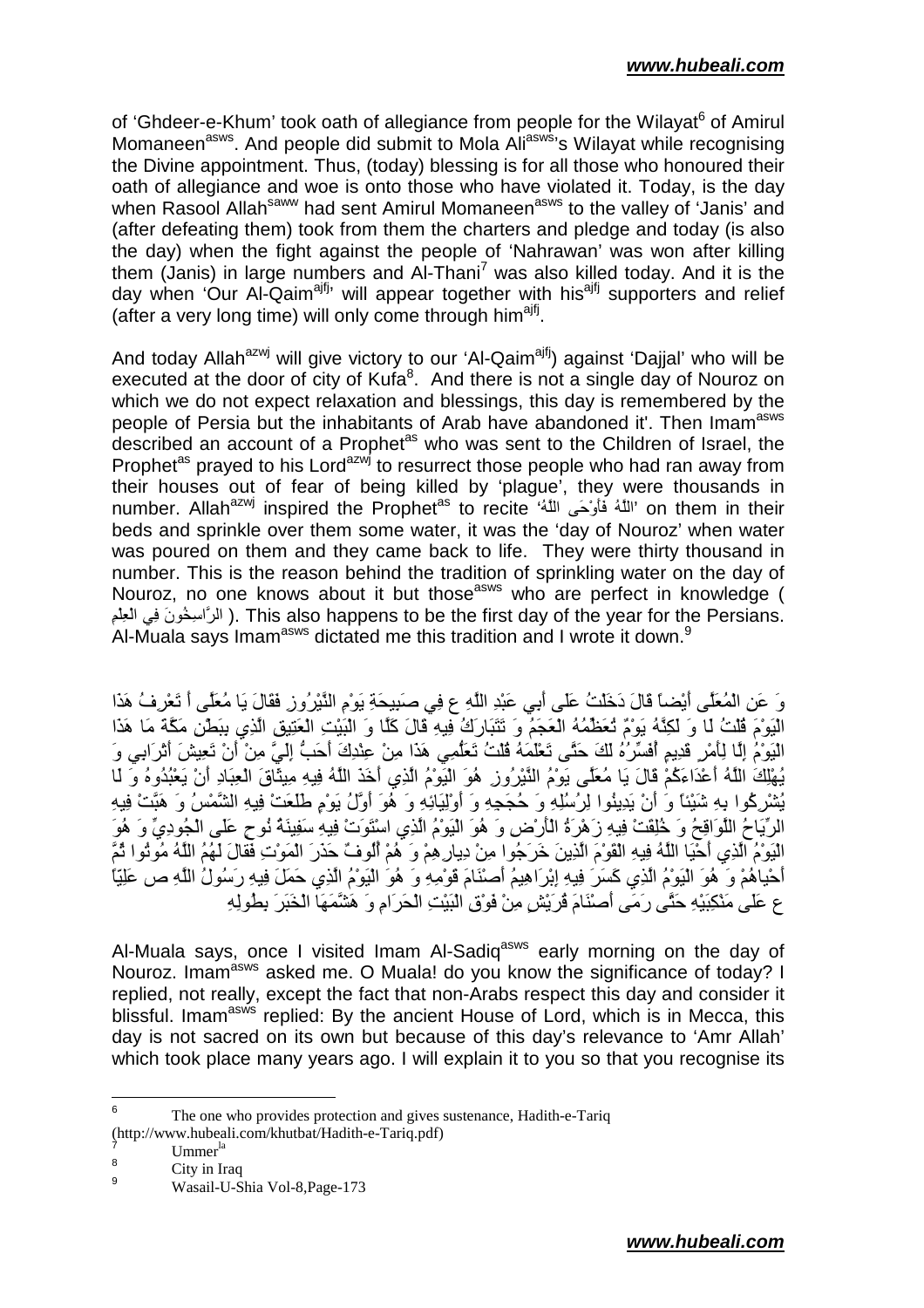of 'Ghdeer-e-Khum' took oath of allegiance from people for the Wilayat[6] of Amirul Momaneen[asws]. And people did submit to Mola Ali[asws]'s Wilayat while recognising the Divine appointment. Thus, (today) blessing is for all those who honoured their oath of allegiance and woe is onto those who have violated it. Today, is the day when Rasool Allah[saww] had sent Amirul Momaneen[asws] to the valley of 'Janis' and (after defeating them) took from them the charters and pledge and today (is also the day) when the fight against the people of 'Nahrawan' was won after killing them (Janis) in large numbers and Al-Thani[7] was also killed today. And it is the day when 'Our Al-Qaim[ajfj]' will appear together with his[ajfj] supporters and relief (after a very long time) will only come through him[ajfj].

And today Allah[azwj] will give victory to our 'Al-Qaim[ajfj]) against 'Dajjal' who will be executed at the door of city of Kufa[8]. And there is not a single day of Nouroz on which we do not expect relaxation and blessings, this day is remembered by the people of Persia but the inhabitants of Arab have abandoned it'. Then Imam[asws] described an account of a Prophet[as] who was sent to the Children of Israel, the Prophet[as] prayed to his Lord[azwj] to resurrect those people who had ran away from their houses out of fear of being killed by 'plague', they were thousands in number. Allah[azwj] inspired the Prophet[as] to recite 'اللَّهُ فَأَوْحَى اللَّهُ' on them in their beds and sprinkle over them some water, it was the 'day of Nouroz' when water was poured on them and they came back to life. They were thirty thousand in number. This is the reason behind the tradition of sprinkling water on the day of Nouroz, no one knows about it but those[asws] who are perfect in knowledge ( الرَّاسِخُونَ فِي العِلم ). This also happens to be the first day of the year for the Persians. Al-Muala says Imam[asws] dictated me this tradition and I wrote it down.[9]

وَ عَنِ الْمُعَلَّى أَيْضاً قَالَ دَخَلْتُ عَلَى أَبِي عَبْدِ اللَّهِ ع فِي صَبِيحَةِ يَوْمِ النَّيْرُوزِ فَقَالَ يَا مُعَلَّى أَ تَعْرِفُ هَذَا الْيَوْمَ قُلْتُ لَا وَ لَكِنَّهُ يَوْمٌ تُعَظِّمُهُ الْعَجَمُ وَ تَتَبَارَكُ فِيهِ قَالَ كَلَّا وَ الْبَيْتِ الْعَتِيقِ الَّذِي بِبَطْنِ مَكَّةَ مَا هَذَا الْيَوْمُ إِلَّا لِأَمْرٍ قَدِيمٍ أُفَسِّرُهُ لَكَ حَتَّى تَعْلَمَهُ قُلْتُ تَعَلُّمِي هَذَا مِنْ عِنْدِكَ أَحَبُّ إِلَيَّ مِنْ أَنْ تَعِيشَ أَتْرَابِي وَ يُهْلِكَ اللَّهُ أَعْدَاءَكُمْ قَالَ يَا مُعَلَّى يَوْمُ النَّيْرُوزِ هُوَ الْيَوْمُ الَّذِي أَخَذَ اللَّهُ فِيهِ مِيثَاقَ الْعِبَادِ أَنْ يَعْبُدُوهُ وَ لَا يُشْرِكُوا بِهِ شَيْئاً وَ أَنْ يَدِينُوا لِرُسُلِهِ وَ حُجَجِهِ وَ أَوْلِيَائِهِ وَ هُوَ أَوَّلُ يَوْمٍ طَلَعَتْ فِيهِ الشَّمْسُ وَ هَبَّتْ فِيهِ الرِّيَاحُ اللَّوَاقِحُ وَ خُلِقَتْ فِيهِ زَهْرَةُ الْأَرْضِ وَ هُوَ الْيَوْمُ الَّذِي اسْتَوَتْ فِيهِ سَفِينَةُ نُوحٍ عَلَى الْجُودِيِّ وَ هُوَ الْيَوْمُ الَّذِي أَحْيَا اللَّهُ فِيهِ الْقَوْمَ الَّذِينَ خَرَجُوا مِنْ دِيارِهِمْ وَ هُمْ أُلُوفٌ حَذَرَ الْمَوْتِ فَقالَ لَهُمُ اللَّهُ مُوتُوا ثُمَّ أَحْياهُمْ وَ هُوَ الْيَوْمُ الَّذِي كَسَرَ فِيهِ إِبْرَاهِيمُ أَصْنَامَ قَوْمِهِ وَ هُوَ الْيَوْمُ الَّذِي حَمَلَ فِيهِ رَسُولُ اللَّهِ ص عَلِيّاً ع عَلَى مَنْكِبَيْهِ حَتَّى رَمَى أَصْنَامَ قُرَيْشٍ مِنْ فَوْقِ الْبَيْتِ الْحَرَامِ وَ هَشَّمَهَا الْخَبَرَ بِطُولِهِ

Al-Muala says, once I visited Imam Al-Sadiq[asws] early morning on the day of Nouroz. Imam[asws] asked me. O Muala! do you know the significance of today? I replied, not really, except the fact that non-Arabs respect this day and consider it blissful. Imam[asws] replied: By the ancient House of Lord, which is in Mecca, this day is not sacred on its own but because of this day's relevance to 'Amr Allah' which took place many years ago. I will explain it to you so that you recognise its

---

[6] The one who provides protection and gives sustenance, Hadith-e-Tariq (http://www.hubeali.com/khutbat/Hadith-e-Tariq.pdf)

[7] Ummer[la]

[8] City in Iraq

[9] Wasail-U-Shia Vol-8,Page-173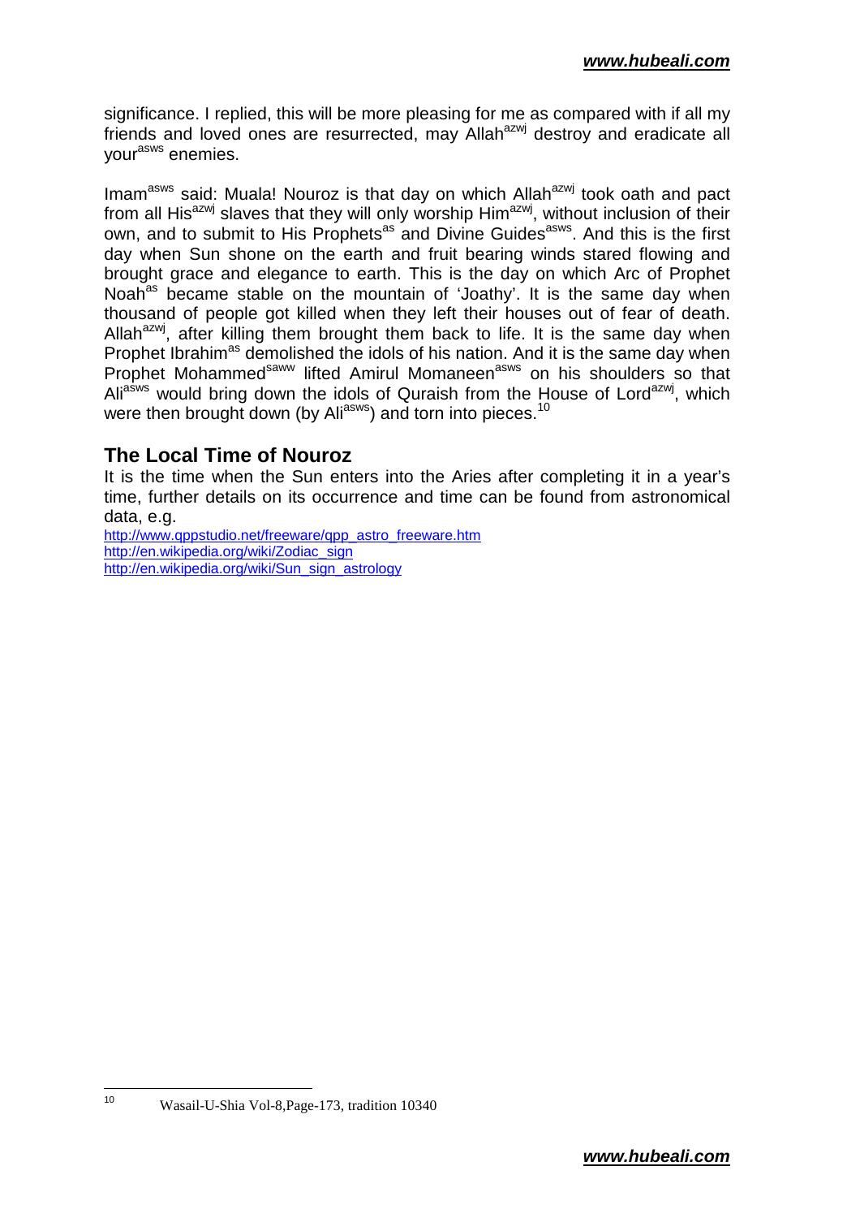significance. I replied, this will be more pleasing for me as compared with if all my friends and loved ones are resurrected, may Allah[azwj] destroy and eradicate all your[asws] enemies.

Imam[asws] said: Muala! Nouroz is that day on which Allah[azwj] took oath and pact from all His[azwj] slaves that they will only worship Him[azwj], without inclusion of their own, and to submit to His Prophets[as] and Divine Guides[asws]. And this is the first day when Sun shone on the earth and fruit bearing winds stared flowing and brought grace and elegance to earth. This is the day on which Arc of Prophet Noah[as] became stable on the mountain of 'Joathy'. It is the same day when thousand of people got killed when they left their houses out of fear of death. Allah[azwj], after killing them brought them back to life. It is the same day when Prophet Ibrahim[as] demolished the idols of his nation. And it is the same day when Prophet Mohammed[saww] lifted Amirul Momaneen[asws] on his shoulders so that Ali[asws] would bring down the idols of Quraish from the House of Lord[azwj], which were then brought down (by Ali[asws]) and torn into pieces.[10]

## The Local Time of Nouroz

It is the time when the Sun enters into the Aries after completing it in a year's time, further details on its occurrence and time can be found from astronomical data, e.g.

http://www.qppstudio.net/freeware/qpp_astro_freeware.htm
http://en.wikipedia.org/wiki/Zodiac_sign
http://en.wikipedia.org/wiki/Sun_sign_astrology

---

[10] Wasail-U-Shia Vol-8,Page-173, tradition 10340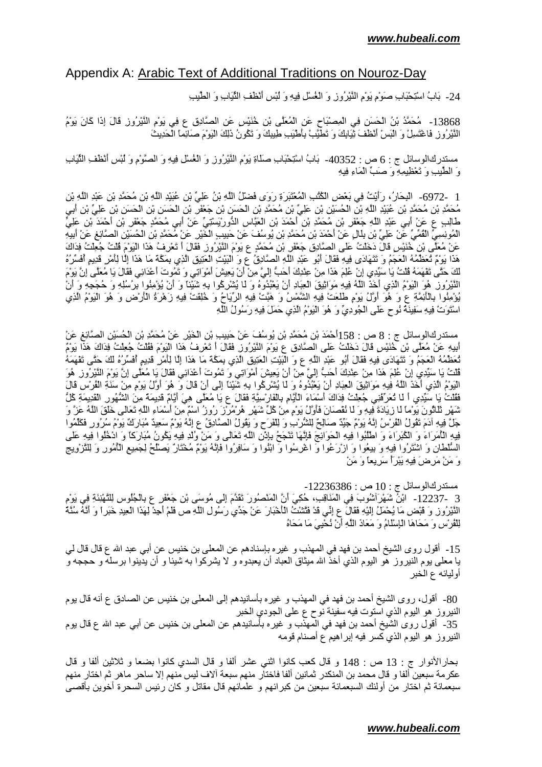## Appendix A: Arabic Text of Additional Traditions on Nouroz-Day

24- بَابُ اسْتِحْبَابِ صَوْمِ يَوْمِ النَّيْرُوزِ وَ الْغُسْلِ فِيهِ وَ لُبْسِ أَنْظَفِ الثِّيَابِ وَ الطِّيبِ

13868- مُحَمَّدُ بْنُ الْحَسَنِ فِي الْمِصْبَاحِ عَنِ الْمُعَلَّى بْنِ خُنَيْسٍ عَنِ الصَّادِقِ ع فِي يَوْمِ النَّيْرُوزِ قَالَ إِذَا كَانَ يَوْمُ النَّيْرُوزِ فَاغْتَسِلْ وَ الْبَسْ أَنْظَفَ ثِيَابِكَ وَ تَطَيَّبْ بِأَطْيَبِ طِيبِكَ وَ تَكُونُ ذَلِكَ الْيَوْمَ صَائِماً الْحَدِيثَ

مستدرك‌الوسائل ج : 6 ص : 40352- بَابُ اسْتِحْبَابِ صَلَاةِ يَوْمِ النَّيْرُوزِ وَ الْغُسْلِ فِيهِ وَ الصَّوْمِ وَ لُبْسِ أَنْظَفِ الثِّيَابِ وَ الطِّيبِ وَ تَعْظِيمِهِ وَ صَبِّ الْمَاءِ فِيهِ

1 -6972- الْبِحَارُ، رَأَيْتُ فِي بَعْضِ الْكُتُبِ الْمُعْتَبَرَةِ رَوَى فَضْلُ اللَّهِ بْنُ عَلِيِّ بْنِ عُبَيْدِ اللَّهِ بْنِ مُحَمَّدِ بْنِ عَبْدِ اللَّهِ بْنِ مُحَمَّدِ بْنِ مُحَمَّدِ بْنِ عُبَيْدِ اللَّهِ بْنِ الْحُسَيْنِ بْنِ عَلِيِّ بْنِ مُحَمَّدِ بْنِ الْحَسَنِ بْنِ جَعْفَرِ بْنِ الْحَسَنِ بْنِ الْحَسَنِ بْنِ عَلِيِّ بْنِ أَبِي طَالِبٍ ع عَنْ أَبِي عَبْدِ اللَّهِ جَعْفَرِ بْنِ مُحَمَّدِ بْنِ أَحْمَدَ بْنِ الْعَبَّاسِ الدُّورْيَسْتِيِّ عَنْ أَبِي مُحَمَّدٍ جَعْفَرِ بْنِ أَحْمَدَ بْنِ عَلِيٍّ الْمُونِسِيِّ الْقُمِّيِّ عَنْ عَلِيِّ بْنِ بِلَالٍ عَنْ أَحْمَدَ بْنِ مُحَمَّدِ بْنِ يُوسُفَ عَنْ حَبِيبِ الْخَيْرِ عَنْ مُحَمَّدِ بْنِ الْحُسَيْنِ الصَّائِغِ عَنْ أَبِيهِ عَنْ مُعَلَّى بْنِ خُنَيْسٍ قَالَ دَخَلْتُ عَلَى الصَّادِقِ جَعْفَرِ بْنِ مُحَمَّدٍ ع يَوْمَ النَّيْرُوزِ فَقَالَ أَ تَعْرِفُ هَذَا الْيَوْمَ قُلْتُ جُعِلْتُ فِدَاكَ هَذَا يَوْمٌ تُعَظِّمُهُ الْعَجَمُ وَ تَتَهَادَى فِيهِ فَقَالَ أَبُو عَبْدِ اللَّهِ الصَّادِقُ ع وَ الْبَيْتِ الْعَتِيقِ الَّذِي بِمَكَّةَ مَا هَذَا إِلَّا لِأَمْرٍ قَدِيمٍ أُفَسِّرُهُ لَكَ حَتَّى تَفْهَمَهُ قُلْتُ يَا سَيِّدِي إِنْ عِلْمَ هَذَا مِنْ عِنْدِكَ أَحَبُّ إِلَيَّ مِنْ أَنْ يَعِيشَ أَمْوَاتِي وَ تَمُوتَ أَعْدَائِي فَقَالَ يَا مُعَلَّى إِنَّ يَوْمَ النَّيْرُوزِ هُوَ الْيَوْمُ الَّذِي أَخَذَ اللَّهُ فِيهِ مَوَاثِيقَ الْعِبَادِ أَنْ يَعْبُدُوهُ وَ لَا يُشْرِكُوا بِهِ شَيْئاً وَ أَنْ يُؤْمِنُوا بِرُسُلِهِ وَ حُجَجِهِ وَ أَنْ يُؤْمِنُوا بِالْأَئِمَّةِ ع وَ هُوَ أَوَّلُ يَوْمٍ طَلَعَتْ فِيهِ الشَّمْسُ وَ هَبَّتْ فِيهِ الرِّيَاحُ وَ خُلِقَتْ فِيهِ زَهْرَةُ الْأَرْضِ وَ هُوَ الْيَوْمُ الَّذِي اسْتَوَتْ فِيهِ سَفِينَةُ نُوحٍ عَلَى الْجُودِيِّ وَ هُوَ الْيَوْمُ الَّذِي حَمَلَ فِيهِ رَسُولُ اللَّهِ

مستدرك‌الوسائل ج : 8 ص : 158أَحْمَدَ بْنِ مُحَمَّدِ بْنِ يُوسُفَ عَنْ حَبِيبِ بْنِ الْخَيْرِ عَنْ مُحَمَّدِ بْنِ الْحُسَيْنِ الصَّائِغِ عَنْ أَبِيهِ عَنْ مُعَلَّى بْنِ خُنَيْسٍ قَالَ دَخَلْتُ عَلَى الصَّادِقِ ع يَوْمَ النَّيْرُوزِ فَقَالَ أَ تَعْرِفُ هَذَا الْيَوْمَ فَقُلْتُ جُعِلْتُ فِدَاكَ هَذَا يَوْمٌ تُعَظِّمُهُ الْعَجَمُ وَ تَتَهَادَى فِيهِ فَقَالَ أَبُو عَبْدِ اللَّهِ ع وَ الْبَيْتِ الْعَتِيقِ الَّذِي بِمَكَّةَ مَا هَذَا إِلَّا لِأَمْرٍ قَدِيمٍ أُفَسِّرُهُ لَكَ حَتَّى تَفْهَمَهُ قُلْتُ يَا سَيِّدِي إِنْ عِلْمَ هَذَا مِنْ عِنْدِكَ أَحَبُّ إِلَيَّ مِنْ أَنْ يَعِيشَ أَمْوَاتِي وَ تَمُوتَ أَعْدَائِي فَقَالَ يَا مُعَلَّى إِنَّ يَوْمَ النَّيْرُوزِ هُوَ الْيَوْمُ الَّذِي أَخَذَ اللَّهُ فِيهِ مَوَاثِيقَ الْعِبَادِ أَنْ يَعْبُدُوهُ وَ لَا يُشْرِكُوا بِهِ شَيْئاً إِلَى أَنْ قَالَ وَ هُوَ أَوَّلُ يَوْمٍ مِنْ سَنَةِ الْفُرْسِ قَالَ فَقُلْتُ يَا سَيِّدِي أَ لَا تُعَرِّفُنِي جُعِلْتُ فِدَاكَ أَسْمَاءَ الْأَيَّامِ بِالْفَارِسِيَّةِ فَقَالَ يَا مُعَلَّى هِيَ أَيَّامٌ قَدِيمَةٌ مِنَ الشُّهُورِ الْقَدِيمَةِ كُلُّ شَهْرٍ ثَلَاثُونَ يَوْماً لَا زِيَادَةَ فِيهِ وَ لَا نُقْصَانَ فَأَوَّلُ يَوْمٍ مِنْ كُلِّ شَهْرٍ هُرْمُزْرُوزُ اسْمٌ مِنْ أَسْمَاءِ اللَّهِ تَعَالَى خَلَقَ اللَّهُ عَزَّ وَ جَلَّ فِيهِ آدَمَ تَقُولُ الْفُرْسُ إِنَّهُ يَوْمٌ جَيِّدٌ صَالِحٌ لِلشُّرْبِ وَ الْفَرَحِ وَ يَقُولُ الصَّادِقُ ع إِنَّهُ يَوْمٌ سَعِيدٌ مُبَارَكٌ يَوْمُ سُرُورٍ فَكَلِّمُوا فِيهِ الْأُمَرَاءَ وَ الْكُبَرَاءَ وَ اطْلُبُوا فِيهِ الْحَوَائِجَ فَإِنَّهَا تَنْجَحُ بِإِذْنِ اللَّهِ تَعَالَى وَ مَنْ وُلِدَ فِيهِ يَكُونُ مُبَارَكاً وَ ادْخُلُوا فِيهِ عَلَى السُّلْطَانِ وَ اشْتَرُوا فِيهِ وَ بِيعُوا وَ ازْرَعُوا وَ اغْرِسُوا وَ ابْنُوا وَ سَافِرُوا فَإِنَّهُ يَوْمٌ مُخْتَارٌ يَصْلُحُ لِجَمِيعِ الْأُمُورِ وَ لِلتَّزْوِيجِ وَ مَنْ مَرِضَ فِيهِ بَرَأَ سَرِيعاً وَ مَنْ

مستدرك‌الوسائل ج : 10 ص : 12236386-

3 -12237- ابْنُ شَهْرَآشُوبَ فِي الْمَنَاقِبِ، حُكِيَ أَنَّ الْمَنْصُورَ تَقَدَّمَ إِلَى مُوسَى بْنِ جَعْفَرٍ بِالْجُلُوسِ لِلتَّهْنِئَةِ فِي يَوْمِ النَّيْرُوزِ وَ قَبْضِ مَا يُحْمَلُ إِلَيْهِ فَقَالَ ع إِنِّي قَدْ فَتَّشْتُ الْأَخْبَارَ عَنْ جَدِّي رَسُولِ اللَّهِ ص فَلَمْ أَجِدْ لِهَذَا الْعِيدِ خَبَراً وَ أَنَّهُ سُنَّةٌ لِلْفُرْسِ وَ مَحَاهَا الْإِسْلَامُ وَ مَعَاذَ اللَّهِ أَنْ نُحْيِيَ مَا مَحَاهُ

15- أقول روى الشيخ أحمد بن فهد في المهذب و غيره بإسنادهم عن المعلى بن خنيس عن أبي عبد الله ع قال قال لي يا معلى يوم النيروز هو اليوم الذي أخذ الله ميثاق العباد أن يعبدوه و لا يشركوا به شيئا و أن يدينوا برسله و حججه و أوليائه ع الخبر

80- أقول، روى الشيخ أحمد بن فهد في المهذب و غيره بأسانيدهم إلى المعلى بن خنيس عن الصادق ع أنه قال يوم النيروز هو اليوم الذي استوت فيه سفينة نوح ع على الجودي الخبر
35- أقول روى الشيخ أحمد بن فهد في المهذب و غيره بأسانيدهم عن المعلى بن خنيس عن أبي عبد الله ع قال يوم النيروز هو اليوم الذي كسر فيه إبراهيم ع أصنام قومه

بحارالأنوار ج : 13 ص : 148 و قال كعب كانوا اثني عشر ألفا و قال السدي كانوا بضعا و ثلاثين ألفا و قال عكرمة سبعين ألفا و قال محمد بن المنكدر ثمانين ألفا فاختار منهم سبعة آلاف ليس منهم إلا ساحر ماهر ثم اختار منهم سبعمائة ثم اختار من أولئك السبعمائة سبعين من كبرائهم و علمائهم قال مقاتل و كان رئيس السحرة أخوين بأقصى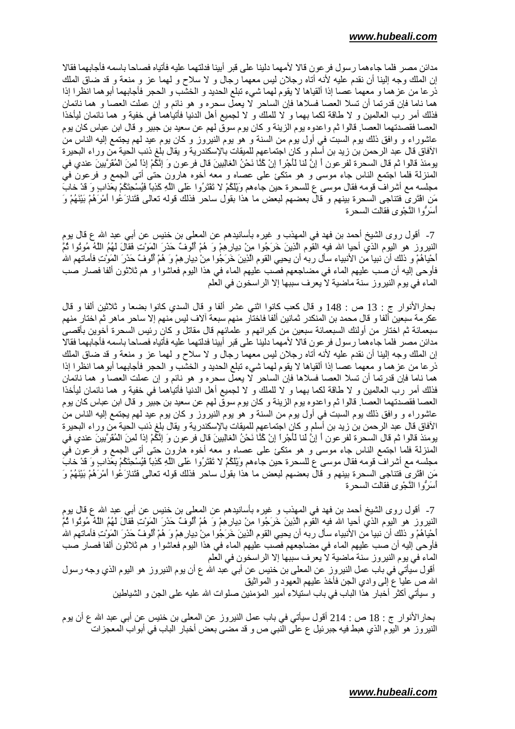مدائن مصر فلما جاءهما رسول فرعون قالا لأمهما دلينا على قبر أبينا فدلتهما عليه فأتياه فصاحا باسمه فأجابهما فقالا إن الملك وجه إلينا أن نقدم عليه لأنه أتاه رجلان ليس معهما رجال و لا سلاح و لهما عز و منعة و قد ضاق الملك ذرعا من عزهما و معهما عصا إذا ألقياها لا يقوم لهما شيء تبلع الحديد و الخشب و الحجر فأجابهما أبوهما انظرا إذا هما ناما فإن قدرتما أن تسلا العصا فسلاها فإن الساحر لا يعمل سحره و هو نائم و إن عملت العصا و هما نائمان فذلك أمر رب العالمين و لا طاقة لكما بهما و لا للملك و لا لجميع أهل الدنيا فأتياهما في خفية و هما نائمان ليأخذا العصا فقصدتهما العصا. قالوا ثم واعدوه يوم الزينة و كان يوم سوق لهم عن سعيد بن جبير و قال ابن عباس كان يوم عاشوراء و وافق ذلك يوم السبت في أول يوم من السنة و هو يوم النيروز و كان يوم عيد لهم يجتمع إليه الناس من الآفاق قال عبد الرحمن بن زيد بن أسلم و كان اجتماعهم للميقات بالإسكندرية و يقال بلغ ذنب الحية من وراء البحيرة يومئذ قالوا ثم قال السحرة لفرعون أَ إِنَّ لَنا لَأَجْراً إِنْ كُنَّا نَحْنُ الْغالِبِينَ قال فرعون وَ إِنَّكُمْ إِذاً لَمِنَ الْمُقَرَّبِينَ عندي في المنزلة فلما اجتمع الناس جاء موسى و هو متكئ على عصاه و معه أخوه هارون حتى أتى الجمع و فرعون في مجلسه مع أشراف قومه فقال موسى ع للسحرة حين جاءهم وَيْلَكُمْ لا تَفْتَرُوا عَلَى اللَّهِ كَذِباً فَيُسْحِتَكُمْ بِعَذابٍ وَ قَدْ خابَ مَنِ افْتَرى فتناجى السحرة بينهم و قال بعضهم لبعض ما هذا بقول ساحر فذلك قوله تعالى فَتَنازَعُوا أَمْرَهُمْ بَيْنَهُمْ وَ أَسَرُّوا النَّجْوى فقالت السحرة

7- أقول روى الشيخ أحمد بن فهد في المهذب و غيره بأسانيدهم عن المعلى بن خنيس عن أبي عبد الله ع قال يوم النيروز هو اليوم الذي أحيا الله فيه القوم الَّذِينَ خَرَجُوا مِنْ دِيارِهِمْ وَ هُمْ أُلُوفٌ حَذَرَ الْمَوْتِ فَقالَ لَهُمُ اللَّهُ مُوتُوا ثُمَّ أَحْياهُمْ و ذلك أن نبيا من الأنبياء سأل ربه أن يحيي القوم الَّذِينَ خَرَجُوا مِنْ دِيارِهِمْ وَ هُمْ أُلُوفٌ حَذَرَ الْمَوْتِ فأماتهم الله فأوحى إليه أن صب عليهم الماء في مضاجعهم فصب عليهم الماء في هذا اليوم فعاشوا و هم ثلاثون ألفا فصار صب الماء في يوم النيروز سنة ماضية لا يعرف سببها إلا الراسخون في العلم

بحارالأنوار ج : 13 ص : 148 و قال كعب كانوا اثني عشر ألفا و قال السدي كانوا بضعا و ثلاثين ألفا و قال عكرمة سبعين ألفا و قال محمد بن المنكدر ثمانين ألفا فاختار منهم سبعة آلاف ليس منهم إلا ساحر ماهر ثم اختار منهم سبعمائة ثم اختار من أولئك السبعمائة سبعين من كبرائهم و علمائهم قال مقاتل و كان رئيس السحرة أخوين بأقصى مدائن مصر فلما جاءهما رسول فرعون قالا لأمهما دلينا على قبر أبينا فدلتهما عليه فأتياه فصاحا باسمه فأجابهما فقالا إن الملك وجه إلينا أن نقدم عليه لأنه أتاه رجلان ليس معهما رجال و لا سلاح و لهما عز و منعة و قد ضاق الملك ذرعا من عزهما و معهما عصا إذا ألقياها لا يقوم لهما شيء تبلع الحديد و الخشب و الحجر فأجابهما أبوهما انظرا إذا هما ناما فإن قدرتما أن تسلا العصا فسلاها فإن الساحر لا يعمل سحره و هو نائم و إن عملت العصا و هما نائمان فذلك أمر رب العالمين و لا طاقة لكما بهما و لا للملك و لا لجميع أهل الدنيا فأتياهما في خفية و هما نائمان ليأخذا العصا فقصدتهما العصا. قالوا ثم واعدوه يوم الزينة و كان يوم سوق لهم عن سعيد بن جبير و قال ابن عباس كان يوم عاشوراء و وافق ذلك يوم السبت في أول يوم من السنة و هو يوم النيروز و كان يوم عيد لهم يجتمع إليه الناس من الآفاق قال عبد الرحمن بن زيد بن أسلم و كان اجتماعهم للميقات بالإسكندرية و يقال بلغ ذنب الحية من وراء البحيرة يومئذ قالوا ثم قال السحرة لفرعون أَ إِنَّ لَنا لَأَجْراً إِنْ كُنَّا نَحْنُ الْغالِبِينَ قال فرعون وَ إِنَّكُمْ إِذاً لَمِنَ الْمُقَرَّبِينَ عندي في المنزلة فلما اجتمع الناس جاء موسى و هو متكئ على عصاه و معه أخوه هارون حتى أتى الجمع و فرعون في مجلسه مع أشراف قومه فقال موسى ع للسحرة حين جاءهم وَيْلَكُمْ لا تَفْتَرُوا عَلَى اللَّهِ كَذِباً فَيُسْحِتَكُمْ بِعَذابٍ وَ قَدْ خابَ مَنِ افْتَرى فتناجى السحرة بينهم و قال بعضهم لبعض ما هذا بقول ساحر فذلك قوله تعالى فَتَنازَعُوا أَمْرَهُمْ بَيْنَهُمْ وَ أَسَرُّوا النَّجْوى فقالت السحرة

7- أقول روى الشيخ أحمد بن فهد في المهذب و غيره بأسانيدهم عن المعلى بن خنيس عن أبي عبد الله ع قال يوم النيروز هو اليوم الذي أحيا الله فيه القوم الَّذِينَ خَرَجُوا مِنْ دِيارِهِمْ وَ هُمْ أُلُوفٌ حَذَرَ الْمَوْتِ فَقالَ لَهُمُ اللَّهُ مُوتُوا ثُمَّ أَحْياهُمْ و ذلك أن نبيا من الأنبياء سأل ربه أن يحيي القوم الَّذِينَ خَرَجُوا مِنْ دِيارِهِمْ وَ هُمْ أُلُوفٌ حَذَرَ الْمَوْتِ فأماتهم الله فأوحى إليه أن صب عليهم الماء في مضاجعهم فصب عليهم الماء في هذا اليوم فعاشوا و هم ثلاثون ألفا فصار صب الماء في يوم النيروز سنة ماضية لا يعرف سببها إلا الراسخون في العلم
أقول سيأتي في باب عمل النيروز عن المعلى بن خنيس عن أبي عبد الله ع أن يوم النيروز هو اليوم الذي وجه رسول الله ص عليا ع إلى وادي الجن فأخذ عليهم العهود و المواثيق
و سيأتي أكثر أخبار هذا الباب في باب استيلاء أمير المؤمنين صلوات الله عليه على الجن و الشياطين

بحارالأنوار ج : 18 ص : 214 أقول سيأتي في باب عمل النيروز عن المعلى بن خنيس عن أبي عبد الله ع أن يوم النيروز هو اليوم الذي هبط فيه جبرئيل ع على النبي ص و قد مضى بعض أخبار الباب في أبواب المعجزات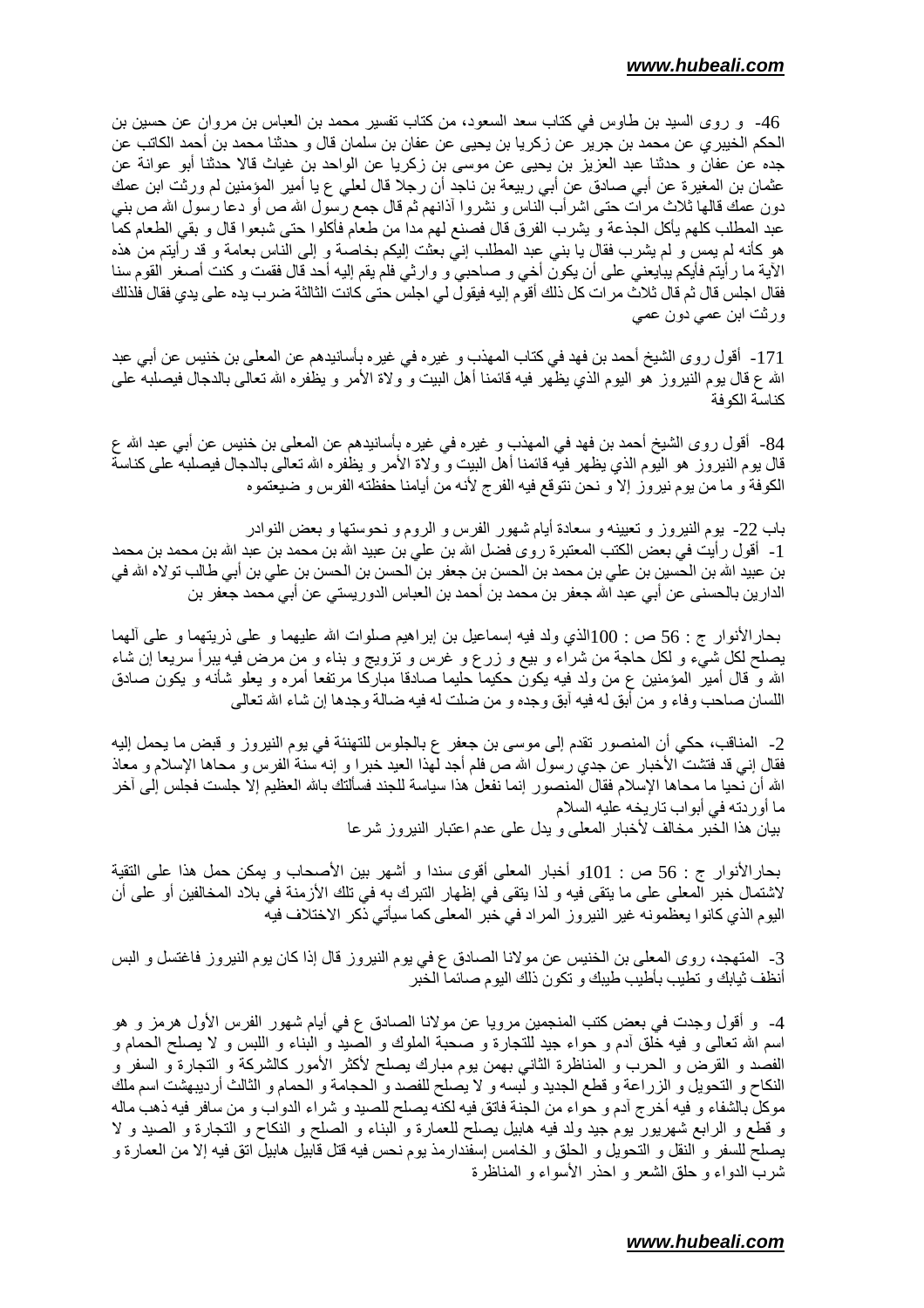46- و روى السيد بن طاوس في كتاب سعد السعود، من كتاب تفسير محمد بن العباس بن مروان عن حسين بن الحكم الخيبري عن محمد بن جرير عن زكريا بن يحيى عن عفان بن سلمان قال و حدثنا محمد بن أحمد الكاتب عن جده عن عفان و حدثنا عبد العزيز بن يحيى عن موسى بن زكريا عن الواحد بن غياث قالا حدثنا أبو عوانة عن عثمان بن المغيرة عن أبي صادق عن أبي ربيعة بن ناجد أن رجلا قال لعلي ع يا أمير المؤمنين لم ورثت ابن عمك دون عمك قالها ثلاث مرات حتى اشرأب الناس و نشروا آذانهم ثم قال جمع رسول الله ص أو دعا رسول الله ص بني عبد المطلب كلهم يأكل الجذعة و يشرب الفرق قال فصنع لهم مدا من طعام فأكلوا حتى شبعوا قال و بقي الطعام كما هو كأنه لم يمس و لم يشرب فقال يا بني عبد المطلب إني بعثت إليكم بخاصة و إلى الناس بعامة و قد رأيتم من هذه الآية ما رأيتم فأيكم يبايعني على أن يكون أخي و صاحبي و وارثي فلم يقم إليه أحد قال فقمت و كنت أصغر القوم سنا فقال اجلس قال ثم قال ثلاث مرات كل ذلك أقوم إليه فيقول لي اجلس حتى كانت الثالثة ضرب بيده على يدي فقال فلذلك ورثت ابن عمي دون عمي

171- أقول روى الشيخ أحمد بن فهد في كتاب المهذب و غيره في غيره بأسانيدهم عن المعلى بن خنيس عن أبي عبد الله ع قال يوم النيروز هو اليوم الذي يظهر فيه قائمنا أهل البيت و ولاة الأمر و يظفره الله تعالى بالدجال فيصلبه على كناسة الكوفة

84- أقول روى الشيخ أحمد بن فهد في المهذب و غيره في غيره بأسانيدهم عن المعلى بن خنيس عن أبي عبد الله ع قال يوم النيروز هو اليوم الذي يظهر فيه قائمنا أهل البيت و ولاة الأمر و يظفره الله تعالى بالدجال فيصلبه على كناسة الكوفة و ما من يوم نيروز إلا و نحن نتوقع فيه الفرج لأنه من أيامنا حفظته الفرس و ضيعتموه

باب 22- يوم النيروز و تعيينه و سعادة أيام شهور الفرس و الروم و نحوستها و بعض النوادر

1- أقول رأيت في بعض الكتب المعتبرة روى فضل الله بن علي بن عبيد الله بن محمد بن عبد الله بن محمد بن محمد بن عبيد الله بن الحسين بن علي بن محمد بن الحسن بن جعفر بن الحسن بن الحسن بن علي بن أبي طالب تولاه الله في الدارين بالحسنى عن أبي عبد الله جعفر بن محمد بن أحمد بن العباس الدوريستي عن أبي محمد جعفر بن

بحارالأنوار ج : 56 ص : 100الذي ولد فيه إسماعيل بن ابراهيم صلوات الله عليهما و على ذريتهما و على آلهما يصلح لكل شيء و لكل حاجة من شراء و بيع و زرع و غرس و تزويج و بناء و من مرض فيه يبرأ سريعا إن شاء الله و قال أمير المؤمنين ع من ولد فيه يكون حكيما حليما صادقا مباركا مرتفعا أمره و يعلو شأنه و يكون صادق اللسان صاحب وفاء و من أبق له فيه أبق وجده و من ضلت له فيه ضالة وجدها إن شاء الله تعالى

2- المناقب، حكي أن المنصور تقدم إلى موسى بن جعفر ع بالجلوس للتهنئة في يوم النيروز و قبض ما يحمل إليه فقال إني قد فتشت الأخبار عن جدي رسول الله ص فلم أجد لهذا العيد خبرا و إنه سنة الفرس و محاها الإسلام و معاذ الله أن نحيا ما محاها الإسلام فقال المنصور إنما نفعل هذا سياسة للجند فسألتك بالله العظيم إلا جلست فجلس إلى آخر ما أوردته في أبواب تاريخه عليه السلام

بيان هذا الخبر مخالف لأخبار المعلى و يدل على عدم اعتبار النيروز شرعا

بحارالأنوار ج : 56 ص : 101و أخبار المعلى أقوى سندا و أشهر بين الأصحاب و يمكن حمل هذا على التقية لاشتمال خبر المعلى على ما يتقى فيه و لذا يتقى في إظهار التبرك به في تلك الأزمنة في بلاد المخالفين أو على أن اليوم الذي كانوا يعظمونه غير النيروز المراد في خبر المعلى كما سيأتي ذكر الاختلاف فيه

3- المتهجد، روى المعلى بن الخنيس عن مولانا الصادق ع في يوم النيروز قال إذا كان يوم النيروز فاغتسل و البس أنظف ثيابك و تطيب بأطيب طيبك و تكون ذلك اليوم صائما الخبر

4- و أقول وجدت في بعض كتب المنجمين مرويا عن مولانا الصادق ع في أيام شهور الفرس الأول هرمز و هو اسم الله تعالى و فيه خلق آدم و حواء جيد للتجارة و صحبة الملوك و الصيد و البناء و اللبس و لا يصلح الحمام و الفصد و القرض و الحرب و المناظرة الثاني بهمن يوم مبارك يصلح لأكثر الأمور كالشركة و التجارة و السفر و النكاح و التحويل و الزراعة و قطع الجديد و لبسه و لا يصلح للفصد و الحجامة و الحمام و الثالث أرديبهشت اسم ملك موكل بالشفاء و فيه أخرج آدم و حواء من الجنة فاتق فيه لكنه يصلح للصيد و شراء الدواب و من سافر فيه ذهب ماله و قطع و الرابع شهريور يوم جيد ولد فيه هابيل يصلح للعمارة و البناء و الصلح و النكاح و التجارة و الصيد و لا يصلح للسفر و النقل و التحويل و الحلق و الخامس إسفندارمذ يوم نحس فيه قتل قابيل هابيل اتق فيه إلا من العمارة و شرب الدواء و حلق الشعر و احذر الأسواء و المناظرة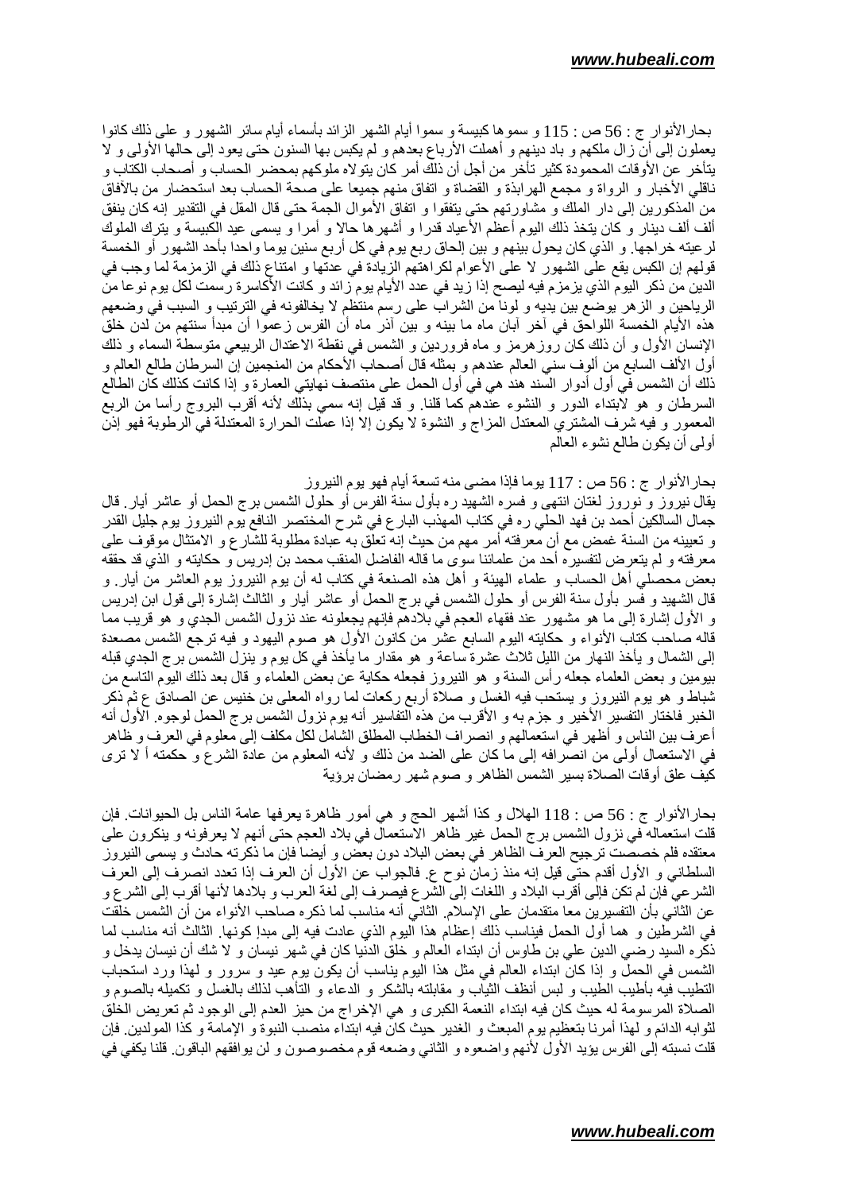بحارالأنوار ج : 56 ص : 115 و سموها كبيسة و سموا أيام الشهر الزائد بأسماء أيام سائر الشهور و على ذلك كانوا يعملون إلى أن زال ملكهم و باد دينهم و أهملت الأرباع بعدهم و لم يكبس بها السنون حتى يعود إلى حالها الأولى و لا يتأخر عن الأوقات المحمودة كثير تأخر من أجل أن ذلك أمر كان يتولاه ملوكهم بمحضر الحساب و أصحاب الكتاب و ناقلي الأخبار و الرواة و مجمع الهرابذة و القضاة و اتفاق منهم جميعا على صحة الحساب بعد استحضار من بالآفاق من المذكورين إلى دار الملك و مشاورتهم حتى يتفقوا و اتفاق الأموال الجمة حتى قال المقل في التقدير إنه كان ينفق ألف ألف دينار و كان يتخذ ذلك اليوم أعظم الأعياد قدرا و أشهرها حالا و أمرا و يسمى عيد الكبيسة و يترك الملوك لرعيته خراجها. و الذي كان يحول بينهم و بين إلحاق ربع يوم في كل أربع سنين يوما واحدا بأحد الشهور أو الخمسة قولهم إن الكبس يقع على الشهور لا على الأعوام لكراهتهم الزيادة في عدتها و امتناع ذلك في الزمزمة لما وجب في الدين من ذكر اليوم الذي يزمزم فيه ليصح إذا زيد في عدد الأيام يوم زائد و كانت الأكاسرة رسمت لكل يوم نوعا من الرياحين و الزهر يوضع بين يديه و لونا من الشراب على رسم منتظم لا يخالفونه في الترتيب و السبب في وضعهم هذه الأيام الخمسة اللواحق في آخر آبان ماه ما بينه و بين آذر ماه أن الفرس زعموا أن مبدأ سنتهم من لدن خلق الإنسان الأول و أن ذلك كان روزهرمز و ماه فروردين و الشمس في نقطة الاعتدال الربيعي متوسطة السماء و ذلك أول الألف السابع من ألوف سني العالم عندهم و بمثله قال أصحاب الأحكام من المنجمين إن السرطان طالع العالم و ذلك أن الشمس في أول أدوار السند هند هي في أول الحمل على منتصف نهايتي العمارة و إذا كانت كذلك كان الطالع السرطان و هو لابتداء الدور و النشوء عندهم كما قلنا. و قد قيل إنه سمي بذلك لأنه أقرب البروج رأسا من الربع المعمور و فيه شرف المشتري المعتدل المزاج و النشوة لا يكون إلا إذا عملت الحرارة المعتدلة في الرطوبة فهو إذن أولى أن يكون طالع نشوء العالم

بحارالأنوار ج : 56 ص : 117 يوما فإذا مضى منه تسعة أيام فهو يوم النيروز
يقال نيروز و نوروز لغتان انتهى و فسره الشهيد ره بأول سنة الفرس أو حلول الشمس برج الحمل أو عاشر أيار. قال جمال السالكين أحمد بن فهد الحلي ره في كتاب المهذب البارع في شرح المختصر النافع يوم النيروز يوم جليل القدر و تعيينه من السنة غمض مع أن معرفته أمر مهم من حيث إنه تعلق به عبادة مطلوبة للشارع و الامتثال موقوف على معرفته و لم يتعرض لتفسيره أحد من علمائنا سوى ما قاله الفاضل المنقب محمد بن إدريس و حكايته و الذي قد حققه بعض محصلي أهل الحساب و علماء الهيئة و أهل هذه الصنعة في كتاب له أن يوم النيروز يوم العاشر من أيار. و قال الشهيد و فسر بأول سنة الفرس و حلول الشمس في برج الحمل أو عاشر أيار و الثالث إشارة إلى قول ابن إدريس و الأول إشارة إلى ما هو مشهور عند فقهاء العجم في بلادهم فإنهم يجعلونه عند نزول الشمس الجدي و هو قريب مما قاله صاحب كتاب الأنواء و حكايته اليوم السابع عشر من كانون الأول هو صوم اليهود و فيه ترجع الشمس مصعدة إلى الشمال و يأخذ النهار من الليل ثلاث عشرة ساعة و هو مقدار ما يأخذ في كل يوم و ينزل الشمس برج الجدي قبله بيومين و بعض العلماء جعله رأس السنة و هو النيروز فجعله حكاية عن بعض العلماء و قال بعد ذلك اليوم التاسع من شباط و هو يوم النيروز و يستحب فيه الغسل و صلاة أربع ركعات لما رواه المعلى بن خنيس عن الصادق ع ثم ذكر الخبر فاختار التفسير الأخير و جزم به و الأقرب من هذه التفاسير أنه يوم نزول الشمس برج الحمل لوجوه. الأول أنه أعرف بين الناس و أظهر في استعمالهم و انصراف الخطاب المطلق الشامل لكل مكلف إلى معلوم في العرف و ظاهر في الاستعمال أولى من انصرافه إلى ما كان على الضد من ذلك و لأنه المعلوم من عادة الشرع و حكمته أ لا ترى كيف علق أوقات الصلاة بسير الشمس الظاهر و صوم شهر رمضان برؤية

بحارالأنوار ج : 56 ص : 118 الهلال و كذا أشهر الحج و هي أمور ظاهرة يعرفها عامة الناس بل الحيوانات. فإن قلت استعماله في نزول الشمس برج الحمل غير ظاهر الاستعمال في بلاد العجم حتى أنهم لا يعرفونه و ينكرون على معتقده فلم خصصت ترجيح العرف الظاهر في بعض البلاد دون بعض و أيضا فإن ما ذكرته حادث و يسمى النيروز السلطاني و الأول أقدم حتى قيل إنه منذ زمان نوح ع. فالجواب عن الأول أن العرف إذا تعدد انصرف إلى العرف الشرعي فإن لم تكن فإلى أقرب البلاد و اللغات إلى الشرع فيصرف إلى لغة العرب و بلادها لأنها أقرب إلى الشرع و عن الثاني بأن التفسيرين معا متقدمان على الإسلام. الثاني أنه مناسب لما ذكره صاحب الأنواء من أن الشمس خلقت في الشرطين و هما أول الحمل فيناسب ذلك إعظام هذا اليوم الذي عادت فيه إلى مبدإ كونها. الثالث أنه مناسب لما ذكره السيد رضي الدين علي بن طاوس أن ابتداء العالم و خلق الدنيا كان في شهر نيسان و لا شك أن نيسان يدخل و الشمس في الحمل و إذا كان ابتداء العالم في مثل هذا اليوم يناسب أن يكون يوم عيد و سرور و لهذا ورد استحباب التطيب فيه بأطيب الطيب و لبس أنظف الثياب و مقابلته بالشكر و الدعاء و التأهب لذلك بالغسل و تكميله بالصوم و الصلاة المرسومة له حيث كان فيه ابتداء النعمة الكبرى و هي الإخراج من حيز العدم إلى الوجود ثم تعريض الخلق لثوابه الدائم و لهذا أمرنا بتعظيم يوم المبعث و الغدير حيث كان فيه ابتداء منصب النبوة و الإمامة و كذا المولدين. فإن قلت نسبته إلى الفرس يؤيد الأول لأنهم واضعوه و الثاني وضعه قوم مخصوصون و لن يوافقهم الباقون. قلنا يكفي في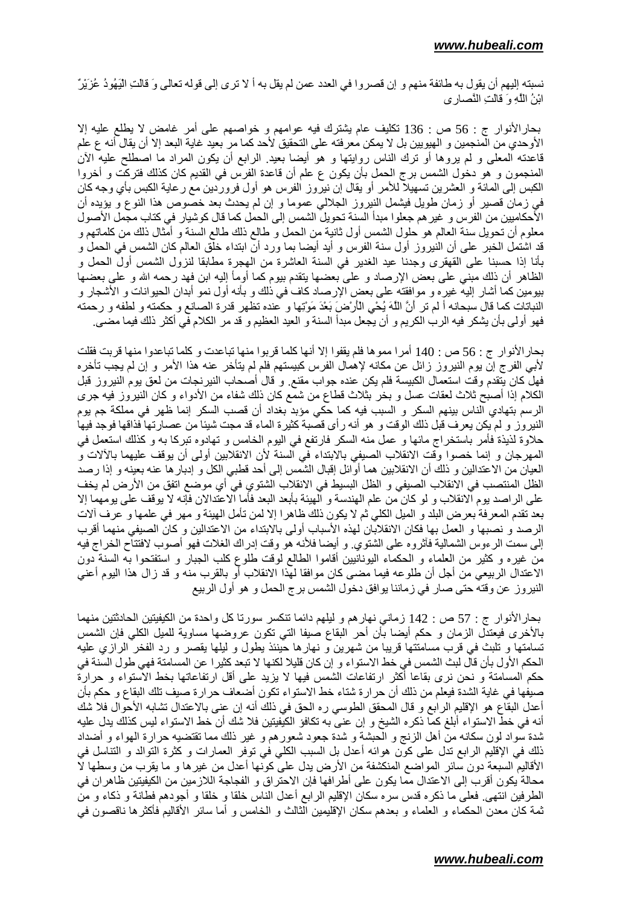نسبته إليهم أن يقول به طائفة منهم و إن قصروا في العدد عمن لم يقل به أ لا ترى إلى قوله تعالى وَ قالَتِ الْيَهُودُ عُزَيْرٌ ابْنُ اللَّهِ وَ قالَتِ النَّصارى

بحارالأنوار ج : 56 ص : 136 تكليف عام يشترك فيه عوامهم و خواصهم على أمر غامض لا يطلع عليه إلا الأوحدي من المنجمين و الهيويين بل لا يمكن معرفته على التحقيق لأحد كما مر بعيد غاية البعد إلا أن يقال أنه ع علم قاعدته المعلى و لم يروها أو ترك الناس روايتها و هو أيضا بعيد. الرابع أن يكون المراد ما اصطلح عليه الآن المنجمون و هو دخول الشمس برج الحمل بأن يكون ع علم أن قاعدة الفرس في القديم كان كذلك فتركت و أخروا الكبس إلى المائة و العشرين تسهيلا للأمر أو يقال إن نيروز الفرس هو أول فروردين مع رعاية الكبس بأي وجه كان في زمان قصير أو زمان طويل فيشمل النيروز الجلالي عموما و إن لم يحدث بعد خصوص هذا النوع و يؤيده أن الأحكاميين من الفرس و غيرهم جعلوا مبدأ السنة تحويل الشمس إلى الحمل كما قال كوشيار في كتاب مجمل الأصول معلوم أن تحويل سنة العالم هو حلول الشمس أول ثانية من الحمل و طالع ذلك طالع السنة و أمثال ذلك من كلماتهم و قد اشتمل الخبر على أن النيروز أول سنة الفرس و أيد أيضا بما ورد أن ابتداء خلق العالم كان الشمس في الحمل و بأنا إذا حسبنا على القهقرى وجدنا عيد الغدير في السنة العاشرة من الهجرة مطابقا لنزول الشمس أول الحمل و الظاهر أن ذلك مبني على بعض الإرصاد و على بعضها يتقدم بيوم كما أومأ إليه ابن فهد رحمه الله و على بعضها بيومين كما أشار إليه غيره و موافقته على بعض الإرصاد كاف في ذلك و بأنه أول نمو أبدان الحيوانات و الأشجار و النباتات كما قال سبحانه أ لم تر أَنَّ اللَّهَ يُحْيِي الْأَرْضَ بَعْدَ مَوْتِها و عنده تظهر قدرة الصانع و حكمته و لطفه و رحمته فهو أولى بأن يشكر فيه الرب الكريم و أن يجعل مبدأ السنة و العيد العظيم و قد مر الكلام في أكثر ذلك فيما مضى.

بحارالأنوار ج : 56 ص : 140 أمرا مموها فلم يقفوا إلا أنها كلما قربوا منها تباعدت و كلما تباعدوا منها قربت فقلت لأبي الفرج إن يوم النيروز زائل عن مكانه لإهمال الفرس كبيستهم فلم لم يتأخر عنه هذا الأمر و إن لم يجب تأخره فهل كان يتقدم وقت استعمال الكبيسة فلم يكن عنده جواب مقنع. و قال أصحاب النيرنجات من لعق يوم النيروز قبل الكلام إذا أصبح ثلاث لعقات عسل و بخر بثلاث قطاع من شمع كان ذلك شفاء من الأدواء و كان النيروز فيه جرى الرسم بتهادي الناس بينهم السكر و السبب فيه كما حكي مؤيد بغداد أن قصب السكر إنما ظهر في مملكة جم يوم النيروز و لم يكن يعرف قبل ذلك الوقت و هو أنه رأى قصبة كثيرة الماء قد مجت شيئا من عصارتها فذاقها فوجد فيها حلاوة لذيذة فأمر باستخراج مائها و عمل منه السكر فارتفع في اليوم الخامس و تهادوه تبركا به و كذلك استعمل في المهرجان و إنما خصوا وقت الانقلاب الصيفي بالابتداء في السنة لأن الانقلابين أولى أن يوقف عليهما بالآلات و العيان من الاعتدالين و ذلك أن الانقلابين هما أوائل إقبال الشمس إلى أحد قطبي الكل و إدبارها عنه بعينه و إذا رصد الظل المنتصب في الانقلاب الصيفي و الظل البسيط في الانقلاب الشتوي في أي موضع اتفق من الأرض لم يخف على الراصد يوم الانقلاب و لو كان من علم الهندسة و الهيئة بأبعد البعد فأما الاعتدالان فإنه لا يوقف على يومهما إلا بعد تقدم المعرفة بعرض البلد و الميل الكلي ثم لا يكون ذلك ظاهرا إلا لمن تأمل الهيئة و مهر في علمها و عرف آلات الرصد و نصبها و العمل بها فكان الانقلابان لهذه الأسباب أولى بالابتداء من الاعتدالين و كان الصيفي منهما أقرب إلى سمت الرءوس الشمالية فآثروه على الشتوي. و أيضا فلأنه هو وقت إدراك الغلات فهو أصوب لافتتاح الخراج فيه من غيره و كثير من العلماء و الحكماء اليونانيين أقاموا الطالع لوقت طلوع كلب الجبار و استفتحوا به السنة دون الاعتدال الربيعي من أجل أن طلوعه فيما مضى كان موافقا لهذا الانقلاب أو بالقرب منه و قد زال هذا اليوم أعني النيروز عن وقته حتى صار في زماننا يوافق دخول الشمس برج الحمل و هو أول الربيع

بحارالأنوار ج : 57 ص : 142 زماني نهارهم و ليلهم دائما تنكسر سورتا كل واحدة من الكيفيتين الحادثتين منهما بالأخرى فيعتدل الزمان و حكم أيضا بأن أحر البقاع صيفا التي تكون عروضها مساوية للميل الكلي فإن الشمس تسامتها و تلبث في قرب مسامتتها قريبا من شهرين و نهارها حينئذ يطول و ليلها يقصر و رد الفخر الرازي عليه الحكم الأول بأن قال لبث الشمس في خط الاستواء و إن كان قليلا لكنها لا تبعد كثيرا عن المسامتة فهي طول السنة في حكم المسامتة و نحن نرى بقاعا لا يزيد على أقل ارتفاعاتها بخط الاستواء و حرارة صيفها في غاية الشدة فيعلم من ذلك أن حرارة شتاء خط الاستواء تكون أضعاف حرارة صيف تلك البقاع و حكم بأن أعدل البقاع هو الإقليم الرابع و قال المحقق الطوسي ره الحق في ذلك أنه إن عنى بالاعتدال تشابه الأحوال فلا شك أنه في خط الاستواء أبلغ كما ذكره الشيخ و إن عنى به تكافؤ الكيفيتين فلا شك أن خط الاستواء ليس كذلك يدل عليه شدة سواد لون سكانه من أهل الزنج و الحبشة و شدة جعود شعورهم و غير ذلك مما تقتضيه حرارة الهواء و أضداد ذلك في الإقليم الرابع تدل على كون هوائه أعدل بل السبب الكلي في توفر العمارات و كثرة التوالد و التناسل في الأقاليم السبعة دون سائر المواضع المنكشفة من الأرض يدل على كونها أعدل من غيرها و ما يقرب من وسطها لا محالة يكون أقرب إلى الاعتدال مما يكون على أطرافها فإن الاحتراق و الفجاجة اللازمين من الكيفيتين ظاهران في الطرفين انتهى. فعلى ما ذكره قدس سره سكان الإقليم الرابع أعدل الناس خلقا و خلقا و أجودهم فطانة و ذكاء و من ثمة كان معدن الحكماء و العلماء و بعدهم سكان الإقليمين الثالث و الخامس و أما سائر الأقاليم فأكثرها ناقصون في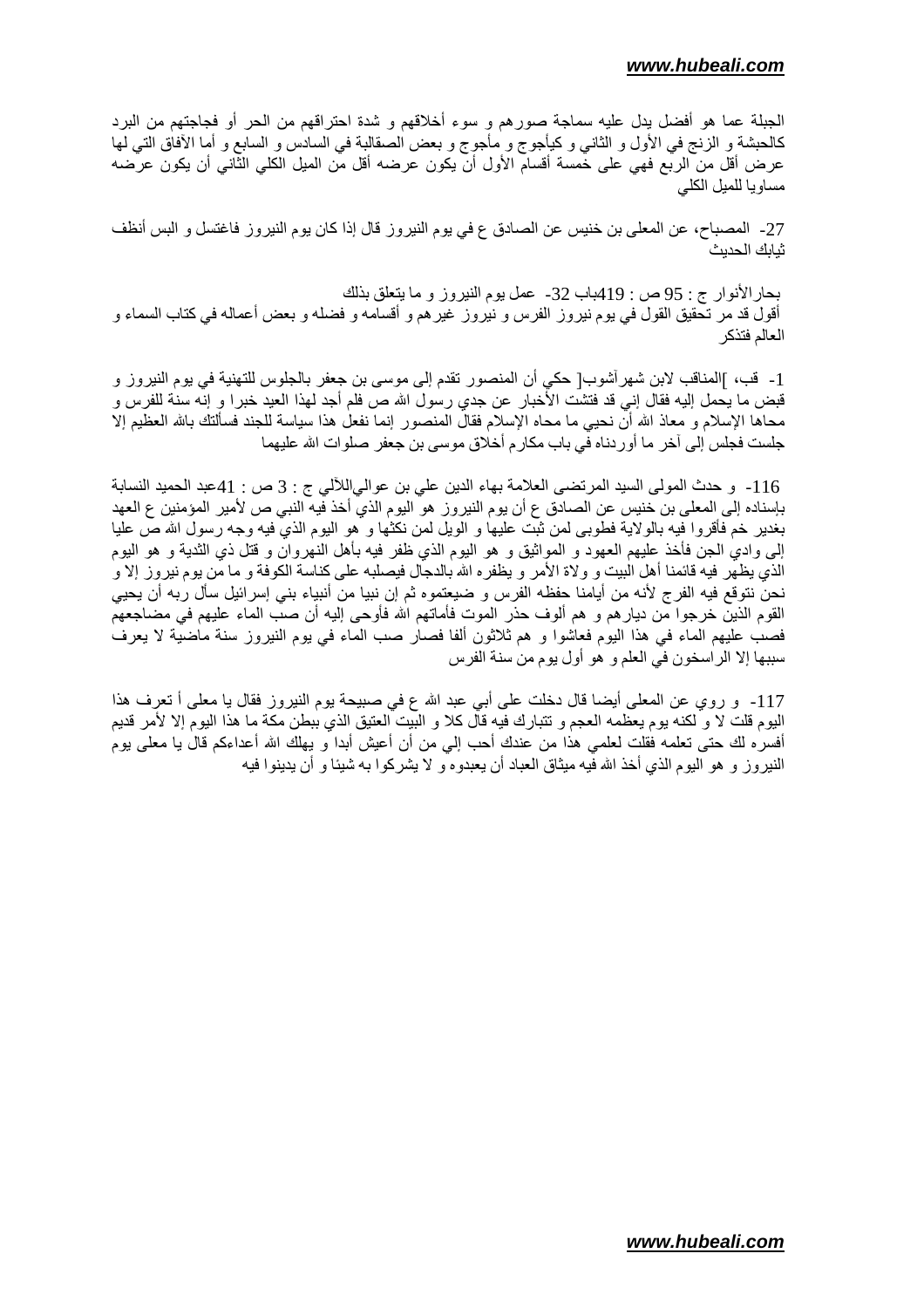الجبلة عما هو أفضل يدل عليه سماجة صورهم و سوء أخلاقهم و شدة احتراقهم من الحر أو فجاجتهم من البرد كالحبشة و الزنج في الأول و الثاني و كيأجوج و مأجوج و بعض الصقالبة في السادس و السابع و أما الآفاق التي لها عرض أقل من الربع فهي على خمسة أقسام الأول أن يكون عرضه أقل من الميل الكلي الثاني أن يكون عرضه مساويا للميل الكلي

27- المصباح، عن المعلى بن خنيس عن الصادق ع في يوم النيروز قال إذا كان يوم النيروز فاغتسل و البس أنظف ثيابك الحديث

بحارالأنوار ج : 95 ص : 419باب 32- عمل يوم النيروز و ما يتعلق بذلك
أقول قد مر تحقيق القول في يوم نيروز الفرس و نيروز غيرهم و أقسامه و فضله و بعض أعماله في كتاب السماء و العالم فتذكر

1- قب، ]المناقب لابن شهرآشوب[ حكي أن المنصور تقدم إلى موسى بن جعفر بالجلوس للتهنية في يوم النيروز و قبض ما يحمل إليه فقال إني قد فتشت الأخبار عن جدي رسول الله ص فلم أجد لهذا العيد خبرا و إنه سنة للفرس و محاها الإسلام و معاذ الله أن نحيي ما محاه الإسلام فقال المنصور إنما نفعل هذا سياسة للجند فسألتك بالله العظيم إلا جلست فجلس إلى آخر ما أوردناه في باب مكارم أخلاق موسى بن جعفر صلوات الله عليهما

116- و حدث المولى السيد المرتضى العلامة بهاء الدين علي بن عواليالئالي ج : 3 ص : 41عبد الحميد النسابة بإسناده إلى المعلى بن خنيس عن الصادق ع أن يوم النيروز هو اليوم الذي أخذ فيه النبي ص لأمير المؤمنين ع العهد بغدير خم فأقروا فيه بالولاية فطوبى لمن ثبت عليها و الويل لمن نكثها و هو اليوم الذي فيه وجه رسول الله ص عليا إلى وادي الجن فأخذ عليهم العهود و المواثيق و هو اليوم الذي ظفر فيه بأهل النهروان و قتل ذي الثدية و هو اليوم الذي يظهر فيه قائمنا أهل البيت و ولاة الأمر و يظفره الله بالدجال فيصلبه على كناسة الكوفة و ما من يوم نيروز إلا و نحن نتوقع فيه الفرج لأنه من أيامنا حفظه الفرس و ضيعتموه ثم إن نبيا من أنبياء بني إسرائيل سأل ربه أن يحيي القوم الذين خرجوا من ديارهم و هم ألوف حذر الموت فأماتهم الله فأوحى إليه أن صب الماء عليهم في مضاجعهم فصب عليهم الماء في هذا اليوم فعاشوا و هم ثلاثون ألفا فصار صب الماء في يوم النيروز سنة ماضية لا يعرف سببها إلا الراسخون في العلم و هو أول يوم من سنة الفرس

117- و روي عن المعلى أيضا قال دخلت على أبي عبد الله ع في صبيحة يوم النيروز فقال يا معلى أ تعرف هذا اليوم قلت لا و لكنه يوم يعظمه العجم و تتبارك فيه قال كلا و البيت العتيق الذي ببطن مكة ما هذا اليوم إلا لأمر قديم أفسره لك حتى تعلمه فقلت لعلمي هذا من عندك أحب إلي من أن أعيش أبدا و يهلك الله أعداءكم قال يا معلى يوم النيروز و هو اليوم الذي أخذ الله فيه ميثاق العباد أن يعبدوه و لا يشركوا به شيئا و أن يدينوا فيه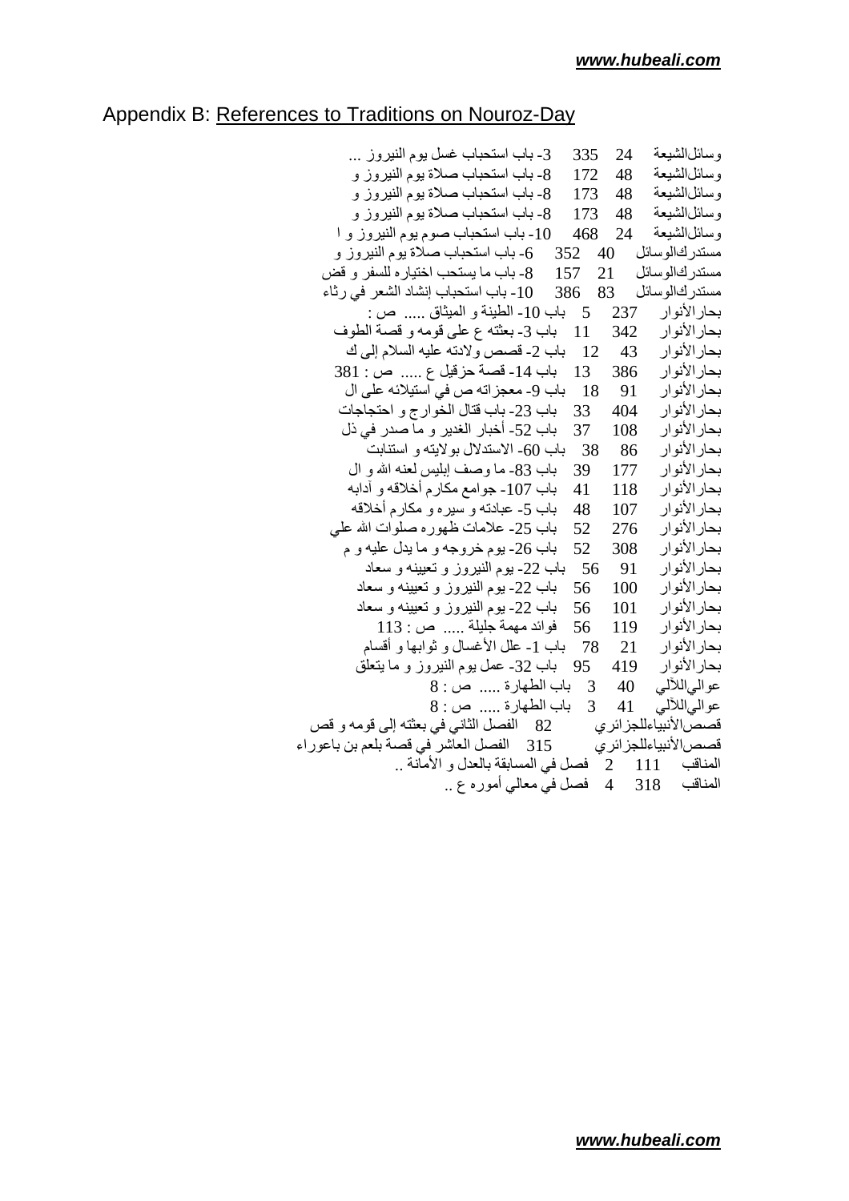## Appendix B: References to Traditions on Nouroz-Day

وسائل‌الشيعة 24 335 3- باب استحباب غسل يوم النيروز ...
وسائل‌الشيعة 48 172 8- باب استحباب صلاة يوم النيروز و
وسائل‌الشيعة 48 173 8- باب استحباب صلاة يوم النيروز و
وسائل‌الشيعة 48 173 8- باب استحباب صلاة يوم النيروز و
وسائل‌الشيعة 24 468 10- باب استحباب صوم يوم النيروز و ا
مستدرك‌الوسائل 40 352 6- باب استحباب صلاة يوم النيروز و
مستدرك‌الوسائل 21 157 8- باب ما يستحب اختياره للسفر و قض
مستدرك‌الوسائل 83 386 10- باب استحباب إنشاد الشعر في رثاء
بحارالأنوار 237 5 باب 10- الطينة و الميثاق ..... ص :
بحارالأنوار 342 11 باب 3- بعثته ع على قومه و قصة الطوف
بحارالأنوار 43 12 باب 2- قصص ولادته عليه السلام إلى ك
بحارالأنوار 386 13 باب 14- قصة حزقيل ع ..... ص : 381
بحارالأنوار 91 18 باب 9- معجزاته ص في استيلائه على ال
بحارالأنوار 404 33 باب 23- باب قتال الخوارج و احتجاجات
بحارالأنوار 108 37 باب 52- أخبار الغدير و ما صدر في ذل
بحارالأنوار 86 38 باب 60- الاستدلال بولايته و استنابت
بحارالأنوار 177 39 باب 83- ما وصف إبليس لعنه الله و ال
بحارالأنوار 118 41 باب 107- جوامع مكارم أخلاقه و آدابه
بحارالأنوار 107 48 باب 5- عبادته و سيره و مكارم أخلاقه
بحارالأنوار 276 52 باب 25- علامات ظهوره صلوات الله علي
بحارالأنوار 308 52 باب 26- يوم خروجه و ما يدل عليه و م
بحارالأنوار 91 56 باب 22- يوم النيروز و تعيينه و سعاد
بحارالأنوار 100 56 باب 22- يوم النيروز و تعيينه و سعاد
بحارالأنوار 101 56 باب 22- يوم النيروز و تعيينه و سعاد
بحارالأنوار 119 56 فوائد مهمة جليلة ..... ص : 113
بحارالأنوار 21 78 باب 1- علل الأغسال و ثوابها و أقسام
بحارالأنوار 419 95 باب 32- عمل يوم النيروز و ما يتعلق
عوالي‌اللآلي 40 3 باب الطهارة ..... ص : 8
عوالي‌اللآلي 41 3 باب الطهارة ..... ص : 8
قصص‌الأنبياءللجزائري 82 الفصل الثاني في بعثته إلى قومه و قص
قصص‌الأنبياءللجزائري 315 الفصل العاشر في قصة بلعم بن باعوراء
المناقب 111 2 فصل في المسابقة بالعدل و الأمانة ..
المناقب 318 4 فصل في معالي أموره ع ..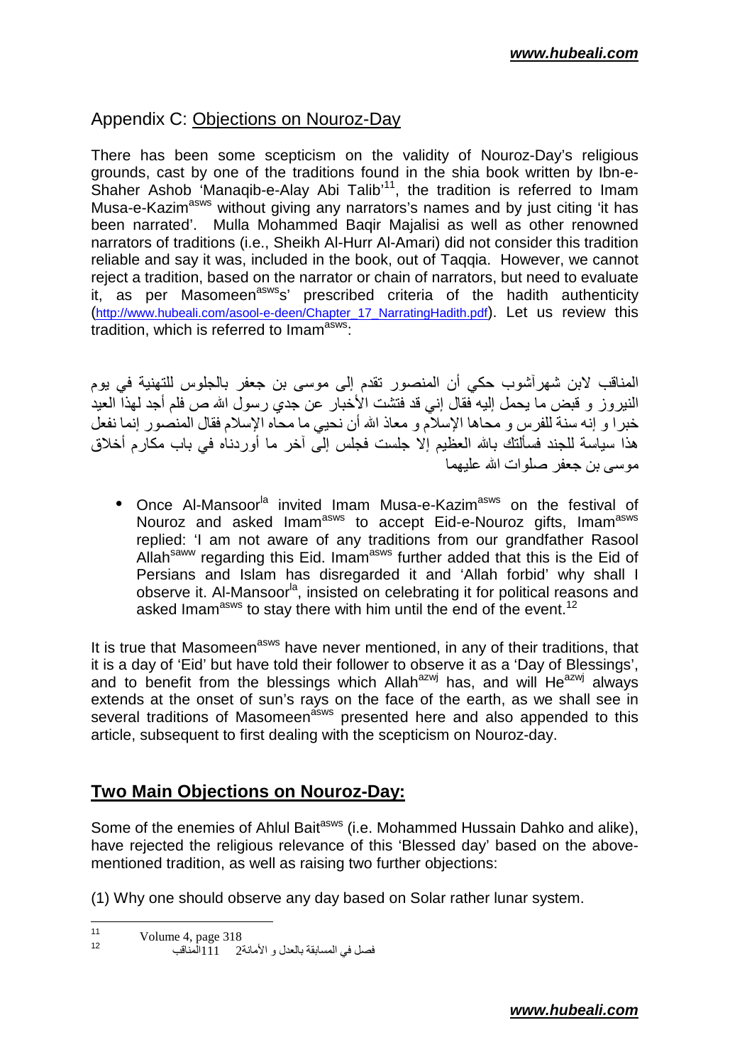## Appendix C: Objections on Nouroz-Day

There has been some scepticism on the validity of Nouroz-Day's religious grounds, cast by one of the traditions found in the shia book written by Ibn-e-Shaher Ashob 'Manaqib-e-Alay Abi Talib'[11], the tradition is referred to Imam Musa-e-Kazim[asws] without giving any narrators's names and by just citing 'it has been narrated'. Mulla Mohammed Baqir Majalisi as well as other renowned narrators of traditions (i.e., Sheikh Al-Hurr Al-Amari) did not consider this tradition reliable and say it was, included in the book, out of Taqqia. However, we cannot reject a tradition, based on the narrator or chain of narrators, but need to evaluate it, as per Masomeen[asws]s' prescribed criteria of the hadith authenticity (http://www.hubeali.com/asool-e-deen/Chapter_17_NarratingHadith.pdf). Let us review this tradition, which is referred to Imam[asws]:

المناقب لابن شهرآشوب حكي أن المنصور تقدم إلى موسى بن جعفر بالجلوس للتهنية في يوم النيروز و قبض ما يحمل إليه فقال إني قد فتشت الأخبار عن جدي رسول الله ص فلم أجد لهذا العيد خبرا و إنه سنة للفرس و محاها الإسلام و معاذ الله أن نحيي ما محاه الإسلام فقال المنصور إنما نفعل هذا سياسة للجند فسألتك بالله العظيم إلا جلست فجلس إلى آخر ما أوردناه في باب مكارم أخلاق موسى بن جعفر صلوات الله عليهما

- Once Al-Mansoor[la] invited Imam Musa-e-Kazim[asws] on the festival of Nouroz and asked Imam[asws] to accept Eid-e-Nouroz gifts, Imam[asws] replied: 'I am not aware of any traditions from our grandfather Rasool Allah[saww] regarding this Eid. Imam[asws] further added that this is the Eid of Persians and Islam has disregarded it and 'Allah forbid' why shall I observe it. Al-Mansoor[la], insisted on celebrating it for political reasons and asked Imam[asws] to stay there with him until the end of the event.[12]

It is true that Masomeen[asws] have never mentioned, in any of their traditions, that it is a day of 'Eid' but have told their follower to observe it as a 'Day of Blessings', and to benefit from the blessings which Allah[azwj] has, and will He[azwj] always extends at the onset of sun's rays on the face of the earth, as we shall see in several traditions of Masomeen[asws] presented here and also appended to this article, subsequent to first dealing with the scepticism on Nouroz-day.

## Two Main Objections on Nouroz-Day:

Some of the enemies of Ahlul Bait[asws] (i.e. Mohammed Hussain Dahko and alike), have rejected the religious relevance of this 'Blessed day' based on the above-mentioned tradition, as well as raising two further objections:

(1) Why one should observe any day based on Solar rather lunar system.

---

[11] Volume 4, page 318

[12] فصل في المسابقة بالعدل و الأمانة2 111المناقب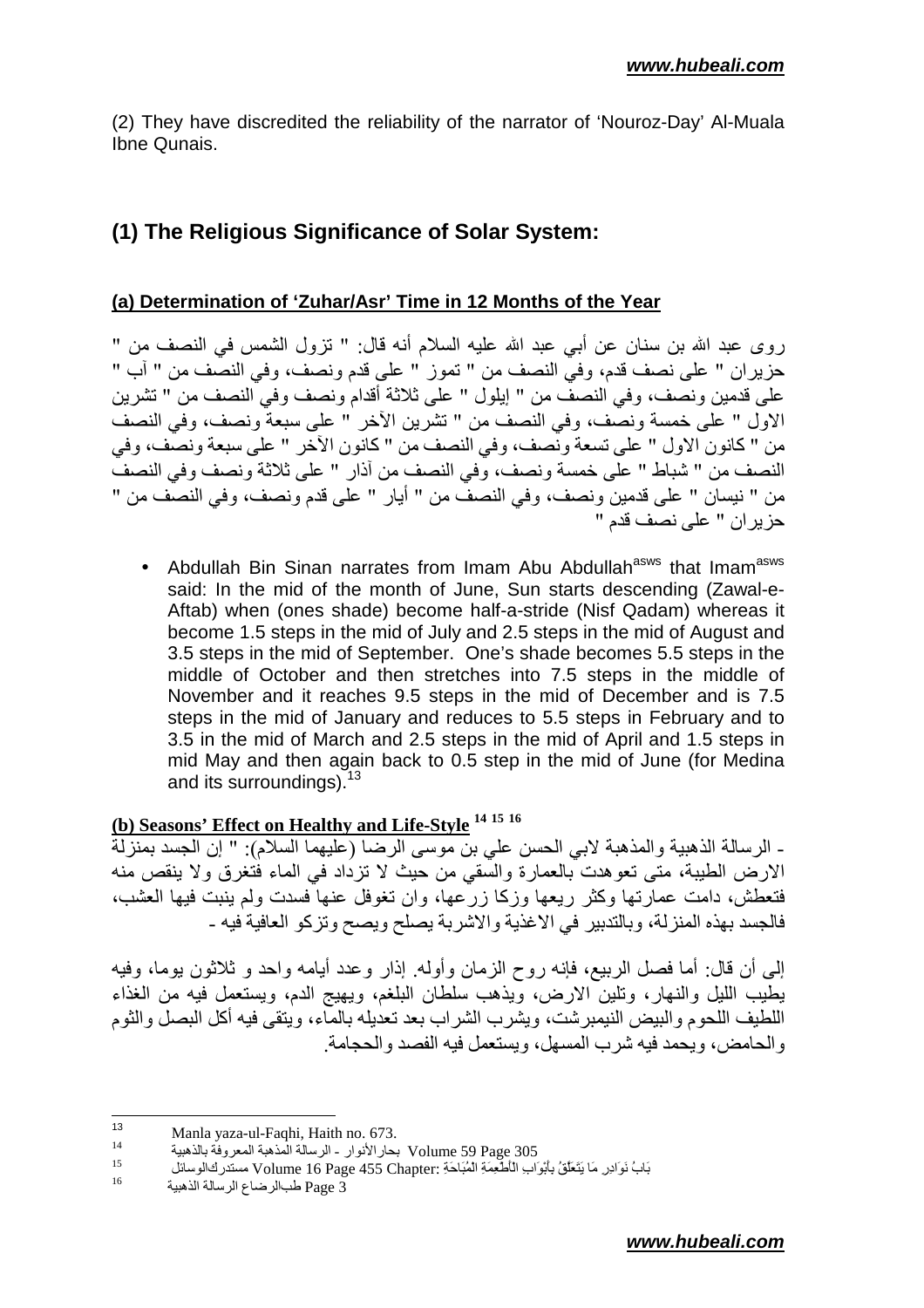(2) They have discredited the reliability of the narrator of 'Nouroz-Day' Al-Muala Ibne Qunais.

## (1) The Religious Significance of Solar System:

### (a) Determination of 'Zuhar/Asr' Time in 12 Months of the Year

روى عبد الله بن سنان عن أبي عبد الله عليه السلام أنه قال: " تزول الشمس في النصف من " حزيران " على نصف قدم، وفي النصف من " تموز " على قدم ونصف، وفي النصف من " آب " على قدمين ونصف، وفي النصف من " إيلول " على ثلاثة أقدام ونصف وفي النصف من " تشرين الاول " على خمسة ونصف، وفي النصف من " تشرين الآخر " على سبعة ونصف، وفي النصف من " كانون الاول " على تسعة ونصف، وفي النصف من " كانون الآخر " على سبعة ونصف، وفي النصف من " شباط " على خمسة ونصف، وفي النصف من آذار " على ثلاثة ونصف وفي النصف من " نيسان " على قدمين ونصف، وفي النصف من " أيار " على قدم ونصف، وفي النصف من " حزيران " على نصف قدم "

- Abdullah Bin Sinan narrates from Imam Abu Abdullah[asws] that Imam[asws] said: In the mid of the month of June, Sun starts descending (Zawal-e-Aftab) when (ones shade) become half-a-stride (Nisf Qadam) whereas it become 1.5 steps in the mid of July and 2.5 steps in the mid of August and 3.5 steps in the mid of September. One's shade becomes 5.5 steps in the middle of October and then stretches into 7.5 steps in the middle of November and it reaches 9.5 steps in the mid of December and is 7.5 steps in the mid of January and reduces to 5.5 steps in February and to 3.5 in the mid of March and 2.5 steps in the mid of April and 1.5 steps in mid May and then again back to 0.5 step in the mid of June (for Medina and its surroundings).[13]

### (b) Seasons' Effect on Healthy and Life-Style [14] [15] [16]

ـ الرسالة الذهبية والمذهبة لابي الحسن علي بن موسى الرضا (عليهما السلام): " إن الجسد بمنزلة الارض الطيبة، متى تعوهدت بالعمارة والسقي من حيث لا تزداد في الماء فتغرق ولا ينقص منه فتعطش، دامت عمارتها وكثر ريعها وزكا زرعها، وان تغوفل عنها فسدت ولم ينبت فيها العشب، فالجسد بهذه المنزلة، وبالتدبير في الاغذية والاشربة يصلح ويصح وتزكو العافية فيه ـ

إلى أن قال: أما فصل الربيع، فإنه روح الزمان وأوله. إذار وعدد أيامه واحد و ثلاثون يوما، وفيه يطيب الليل والنهار، وتلين الارض، ويذهب سلطان البلغم، ويهيج الدم، ويستعمل فيه من الغذاء اللطيف اللحوم والبيض النيمبرشت، ويشرب الشراب بعد تعديله بالماء، ويتقى فيه أكل البصل والثوم والحامض، ويحمد فيه شرب المسهل، ويستعمل فيه الفصد والحجامة.

---

[13] Manla yaza-ul-Faqhi, Haith no. 673.

[14] بحارالأنوار - الرسالة المذهبة المعروفة بالذهبية Volume 59 Page 305

[15] مستدرك‌الوسائل Volume 16 Page 455 Chapter: بَابُ نَوَادِرِ مَا يَتَعَلَّقُ بِأَبْوَابِ الْأَطْعِمَةِ الْمُبَاحَةِ

[16] طب‌الرضاع الرسالة الذهبية Page 3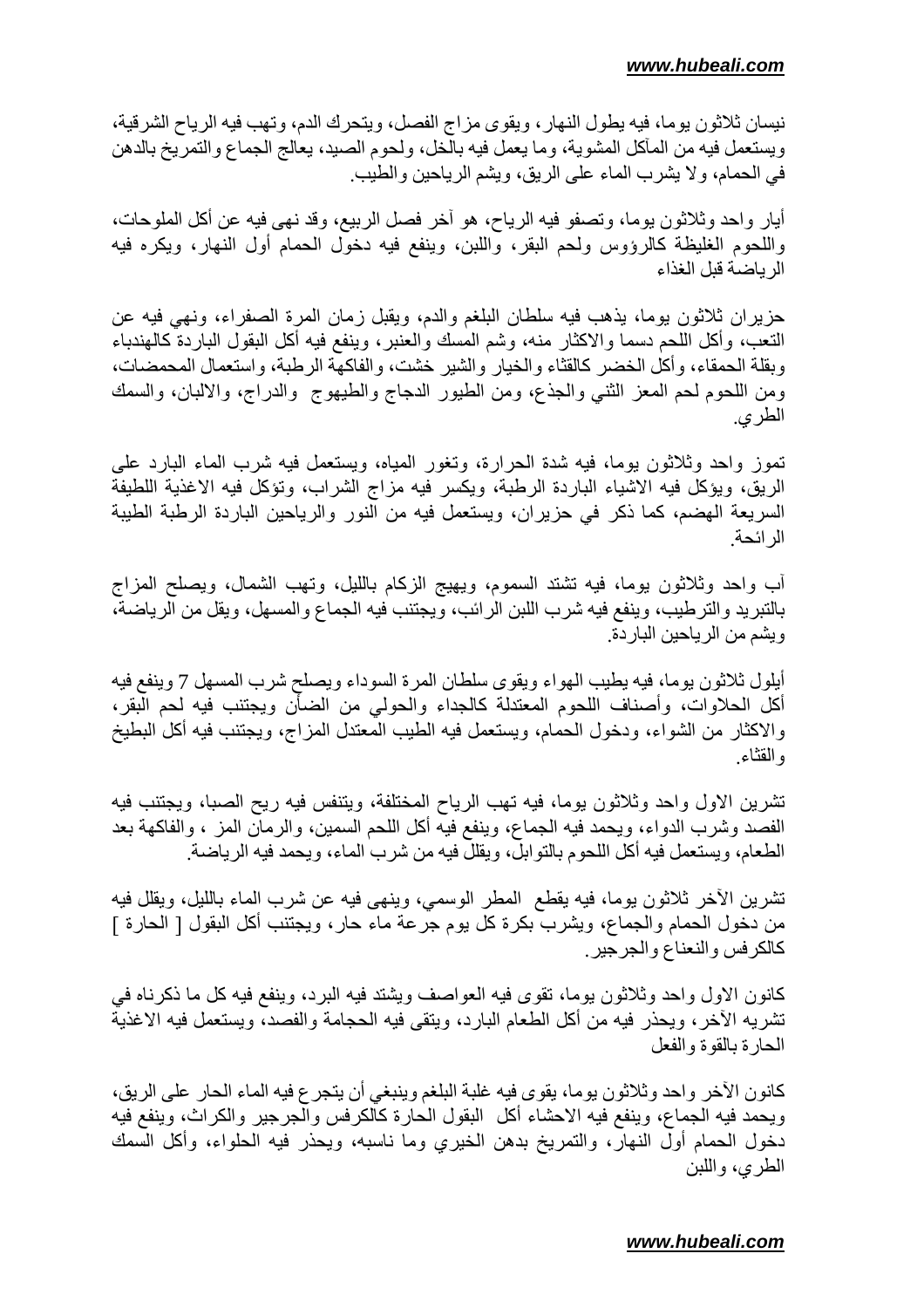نيسان ثلاثون يوما، فيه يطول النهار، ويقوى مزاج الفصل، ويتحرك الدم، وتهب فيه الرياح الشرقية، ويستعمل فيه من المآكل المشوية، وما يعمل فيه بالخل، ولحوم الصيد، يعالج الجماع والتمريخ بالدهن في الحمام، ولا يشرب الماء على الريق، ويشم الرياحين والطيب.

أيار واحد وثلاثون يوما، وتصفو فيه الرياح، هو آخر فصل الربيع، وقد نهى فيه عن أكل الملوحات، واللحوم الغليظة كالرؤوس ولحم البقر، واللبن، وينفع فيه دخول الحمام أول النهار، ويكره فيه الرياضة قبل الغذاء

حزيران ثلاثون يوما، يذهب فيه سلطان البلغم والدم، ويقبل زمان المرة الصفراء، ونهي فيه عن التعب، وأكل اللحم دسما والاكثار منه، وشم المسك والعنبر، وينفع فيه أكل البقول الباردة كالهندباء وبقلة الحمقاء، وأكل الخضر كالقثاء والخيار والشير خشت، والفاكهة الرطبة، واستعمال المحمضات، ومن اللحوم لحم المعز الثني والجذع، ومن الطيور الدجاج والطيهوج والدراج، والالبان، والسمك الطري.

تموز واحد وثلاثون يوما، فيه شدة الحرارة، وتغور المياه، ويستعمل فيه شرب الماء البارد على الريق، ويؤكل فيه الاشياء الباردة الرطبة، ويكسر فيه مزاج الشراب، وتؤكل فيه الاغذية اللطيفة السريعة الهضم، كما ذكر في حزيران، ويستعمل فيه من النور والرياحين الباردة الرطبة الطيبة الرائحة.

آب واحد وثلاثون يوما، فيه تشتد السموم، ويهيج الزكام بالليل، وتهب الشمال، ويصلح المزاج بالتبريد والترطيب، وينفع فيه شرب اللبن الرائب، ويجتنب فيه الجماع والمسهل، ويقل من الرياضة، ويشم من الرياحين الباردة.

أيلول ثلاثون يوما، فيه يطيب الهواء ويقوى سلطان المرة السوداء ويصلح شرب المسهل 7 وينفع فيه أكل الحلاوات، وأصناف اللحوم المعتدلة كالجداء والحولي من الضأن ويجتنب فيه لحم البقر، والاكثار من الشواء، ودخول الحمام، ويستعمل فيه الطيب المعتدل المزاج، ويجتنب فيه أكل البطيخ والقثاء.

تشرين الاول واحد وثلاثون يوما، فيه تهب الرياح المختلفة، ويتنفس فيه ريح الصبا، ويجتنب فيه الفصد وشرب الدواء، ويحمد فيه الجماع، وينفع فيه أكل اللحم السمين، والرمان المز ، والفاكهة بعد الطعام، ويستعمل فيه أكل اللحوم بالتوابل، ويقلل فيه من شرب الماء، ويحمد فيه الرياضة.

تشرين الآخر ثلاثون يوما، فيه يقطع المطر الوسمي، وينهى فيه عن شرب الماء بالليل، ويقلل فيه من دخول الحمام والجماع، ويشرب بكرة كل يوم جرعة ماء حار، ويجتنب أكل البقول [ الحارة ] كالكرفس والنعناع والجرجير.

كانون الاول واحد وثلاثون يوما، تقوى فيه العواصف ويشتد فيه البرد، وينفع فيه كل ما ذكرناه في تشريه الآخر، ويحذر فيه من أكل الطعام البارد، ويتقى فيه الحجامة والفصد، ويستعمل فيه الاغذية الحارة بالقوة والفعل

كانون الآخر واحد وثلاثون يوما، يقوى فيه غلبة البلغم وينبغي أن يتجرع فيه الماء الحار على الريق، ويحمد فيه الجماع، وينفع فيه الاحشاء أكل البقول الحارة كالكرفس والجرجير والكراث، وينفع فيه دخول الحمام أول النهار، والتمريخ بدهن الخيري وما ناسبه، ويحذر فيه الحلواء، وأكل السمك الطري، واللبن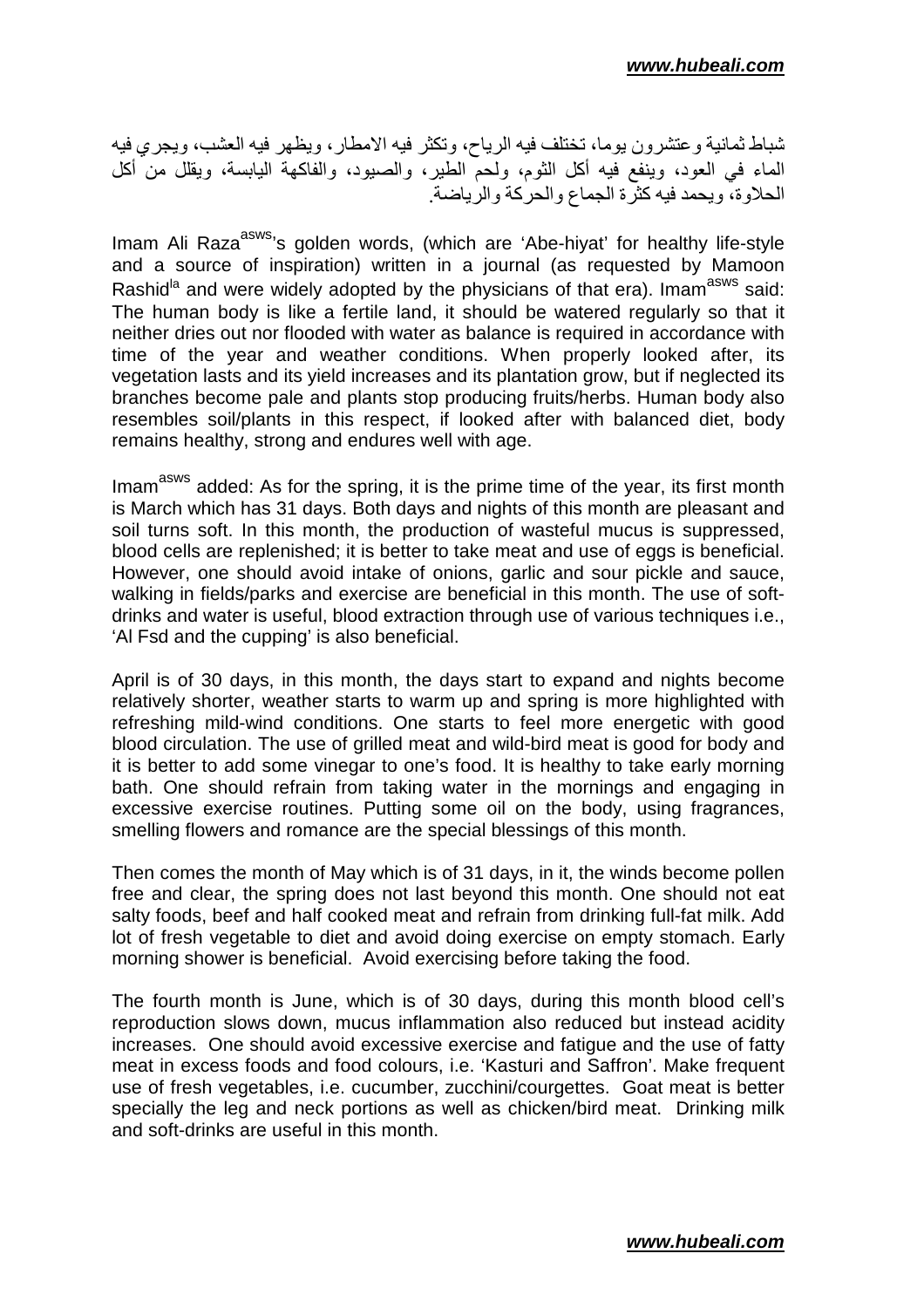شباط ثمانية وعشرون يوما، تختلف فيه الرياح، وتكثر فيه الامطار، ويظهر فيه العشب، ويجري فيه الماء في العود، وينفع فيه أكل الثوم، ولحم الطير، والصيود، والفاكهة اليابسة، ويقلل من أكل الحلاوة، ويحمد فيه كثرة الجماع والحركة والرياضة.

Imam Ali Raza[asws]'s golden words, (which are 'Abe-hiyat' for healthy life-style and a source of inspiration) written in a journal (as requested by Mamoon Rashid[la] and were widely adopted by the physicians of that era). Imam[asws] said: The human body is like a fertile land, it should be watered regularly so that it neither dries out nor flooded with water as balance is required in accordance with time of the year and weather conditions. When properly looked after, its vegetation lasts and its yield increases and its plantation grow, but if neglected its branches become pale and plants stop producing fruits/herbs. Human body also resembles soil/plants in this respect, if looked after with balanced diet, body remains healthy, strong and endures well with age.

Imam[asws] added: As for the spring, it is the prime time of the year, its first month is March which has 31 days. Both days and nights of this month are pleasant and soil turns soft. In this month, the production of wasteful mucus is suppressed, blood cells are replenished; it is better to take meat and use of eggs is beneficial. However, one should avoid intake of onions, garlic and sour pickle and sauce, walking in fields/parks and exercise are beneficial in this month. The use of soft-drinks and water is useful, blood extraction through use of various techniques i.e., 'Al Fsd and the cupping' is also beneficial.

April is of 30 days, in this month, the days start to expand and nights become relatively shorter, weather starts to warm up and spring is more highlighted with refreshing mild-wind conditions. One starts to feel more energetic with good blood circulation. The use of grilled meat and wild-bird meat is good for body and it is better to add some vinegar to one's food. It is healthy to take early morning bath. One should refrain from taking water in the mornings and engaging in excessive exercise routines. Putting some oil on the body, using fragrances, smelling flowers and romance are the special blessings of this month.

Then comes the month of May which is of 31 days, in it, the winds become pollen free and clear, the spring does not last beyond this month. One should not eat salty foods, beef and half cooked meat and refrain from drinking full-fat milk. Add lot of fresh vegetable to diet and avoid doing exercise on empty stomach. Early morning shower is beneficial. Avoid exercising before taking the food.

The fourth month is June, which is of 30 days, during this month blood cell's reproduction slows down, mucus inflammation also reduced but instead acidity increases. One should avoid excessive exercise and fatigue and the use of fatty meat in excess foods and food colours, i.e. 'Kasturi and Saffron'. Make frequent use of fresh vegetables, i.e. cucumber, zucchini/courgettes. Goat meat is better specially the leg and neck portions as well as chicken/bird meat. Drinking milk and soft-drinks are useful in this month.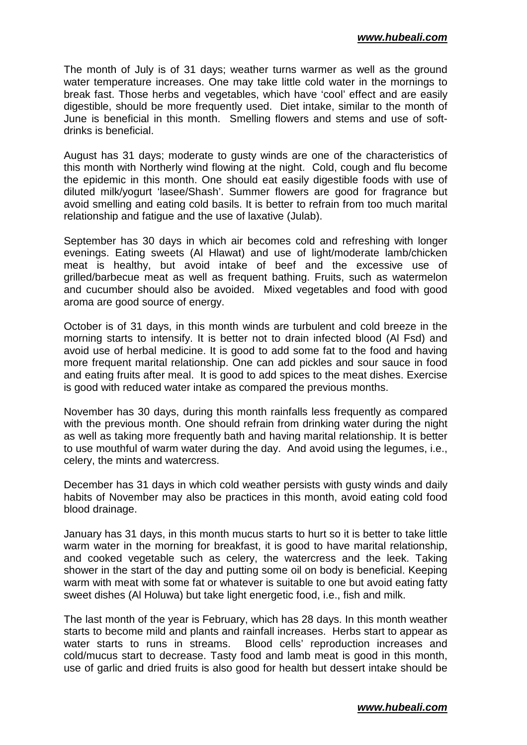The month of July is of 31 days; weather turns warmer as well as the ground water temperature increases. One may take little cold water in the mornings to break fast. Those herbs and vegetables, which have 'cool' effect and are easily digestible, should be more frequently used. Diet intake, similar to the month of June is beneficial in this month. Smelling flowers and stems and use of soft-drinks is beneficial.

August has 31 days; moderate to gusty winds are one of the characteristics of this month with Northerly wind flowing at the night. Cold, cough and flu become the epidemic in this month. One should eat easily digestible foods with use of diluted milk/yogurt 'lasee/Shash'. Summer flowers are good for fragrance but avoid smelling and eating cold basils. It is better to refrain from too much marital relationship and fatigue and the use of laxative (Julab).

September has 30 days in which air becomes cold and refreshing with longer evenings. Eating sweets (Al Hlawat) and use of light/moderate lamb/chicken meat is healthy, but avoid intake of beef and the excessive use of grilled/barbecue meat as well as frequent bathing. Fruits, such as watermelon and cucumber should also be avoided. Mixed vegetables and food with good aroma are good source of energy.

October is of 31 days, in this month winds are turbulent and cold breeze in the morning starts to intensify. It is better not to drain infected blood (Al Fsd) and avoid use of herbal medicine. It is good to add some fat to the food and having more frequent marital relationship. One can add pickles and sour sauce in food and eating fruits after meal. It is good to add spices to the meat dishes. Exercise is good with reduced water intake as compared the previous months.

November has 30 days, during this month rainfalls less frequently as compared with the previous month. One should refrain from drinking water during the night as well as taking more frequently bath and having marital relationship. It is better to use mouthful of warm water during the day. And avoid using the legumes, i.e., celery, the mints and watercress.

December has 31 days in which cold weather persists with gusty winds and daily habits of November may also be practices in this month, avoid eating cold food blood drainage.

January has 31 days, in this month mucus starts to hurt so it is better to take little warm water in the morning for breakfast, it is good to have marital relationship, and cooked vegetable such as celery, the watercress and the leek. Taking shower in the start of the day and putting some oil on body is beneficial. Keeping warm with meat with some fat or whatever is suitable to one but avoid eating fatty sweet dishes (Al Holuwa) but take light energetic food, i.e., fish and milk.

The last month of the year is February, which has 28 days. In this month weather starts to become mild and plants and rainfall increases. Herbs start to appear as water starts to runs in streams. Blood cells' reproduction increases and cold/mucus start to decrease. Tasty food and lamb meat is good in this month, use of garlic and dried fruits is also good for health but dessert intake should be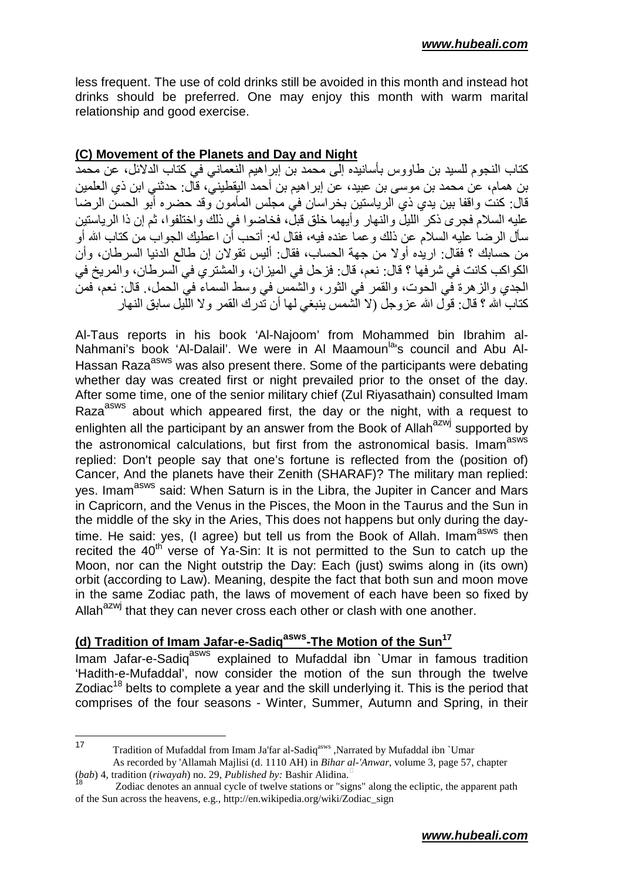less frequent. The use of cold drinks still be avoided in this month and instead hot drinks should be preferred. One may enjoy this month with warm marital relationship and good exercise.

**(C) Movement of the Planets and Day and Night**

كتاب النجوم للسيد بن طاووس بأسانيده إلى محمد بن إبراهيم النعماني في كتاب الدلائل، عن محمد بن همام، عن محمد بن موسى بن عبيد، عن إبراهيم بن أحمد اليقطيني، قال: حدثني ابن ذي العلمين قال: كنت واقفا بين يدي ذي الرياستين بخراسان في مجلس المأمون وقد حضره أبو الحسن الرضا عليه السلام فجرى ذكر الليل والنهار وأيهما خلق قبل، فخاضوا في ذلك واختلفوا، ثم إن ذا الرياستين سأل الرضا عليه السلام عن ذلك وعما عنده فيه، فقال له: أتحب أن اعطيك الجواب من كتاب الله أو من حسابك ؟ فقال: اريده أولا من جهة الحساب، فقال: أليس تقولان إن طالع الدنيا السرطان، وأن الكواكب كانت في شرفها ؟ قال: نعم، قال: فزحل في الميزان، والمشتري في السرطان، والمريخ في الجدي والزهرة في الحوت، والقمر في الثور، والشمس في وسط السماء في الحمل. قال: نعم، فمن كتاب الله ؟ قال: قول الله عزوجل (لا الشمس ينبغي لها أن تدرك القمر ولا الليل سابق النهار

Al-Taus reports in his book 'Al-Najoom' from Mohammed bin Ibrahim al-Nahmani's book 'Al-Dalail'. We were in Al Maamoun[la]'s council and Abu Al-Hassan Raza[asws] was also present there. Some of the participants were debating whether day was created first or night prevailed prior to the onset of the day. After some time, one of the senior military chief (Zul Riyasathain) consulted Imam Raza[asws] about which appeared first, the day or the night, with a request to enlighten all the participant by an answer from the Book of Allah[azwj] supported by the astronomical calculations, but first from the astronomical basis. Imam[asws] replied: Don't people say that one's fortune is reflected from the (position of) Cancer, And the planets have their Zenith (SHARAF)? The military man replied: yes. Imam[asws] said: When Saturn is in the Libra, the Jupiter in Cancer and Mars in Capricorn, and the Venus in the Pisces, the Moon in the Taurus and the Sun in the middle of the sky in the Aries, This does not happens but only during the day-time. He said: yes, (I agree) but tell us from the Book of Allah. Imam[asws] then recited the 40th verse of Ya-Sin: It is not permitted to the Sun to catch up the Moon, nor can the Night outstrip the Day: Each (just) swims along in (its own) orbit (according to Law). Meaning, despite the fact that both sun and moon move in the same Zodiac path, the laws of movement of each have been so fixed by Allah[azwj] that they can never cross each other or clash with one another.

**(d) Tradition of Imam Jafar-e-Sadiq[asws]-The Motion of the Sun[17]**

Imam Jafar-e-Sadiq[asws] explained to Mufaddal ibn `Umar in famous tradition 'Hadith-e-Mufaddal', now consider the motion of the sun through the twelve Zodiac[18] belts to complete a year and the skill underlying it. This is the period that comprises of the four seasons - Winter, Summer, Autumn and Spring, in their

---

[17] Tradition of Mufaddal from Imam Ja'far al-Sadiq[asws] ,Narrated by Mufaddal ibn `Umar As recorded by 'Allamah Majlisi (d. 1110 AH) in *Bihar al-'Anwar*, volume 3, page 57, chapter (*bab*) 4, tradition (*riwayah*) no. 29, *Published by:* Bashir Alidina.

[18] Zodiac denotes an annual cycle of twelve stations or "signs" along the ecliptic, the apparent path of the Sun across the heavens, e.g., http://en.wikipedia.org/wiki/Zodiac_sign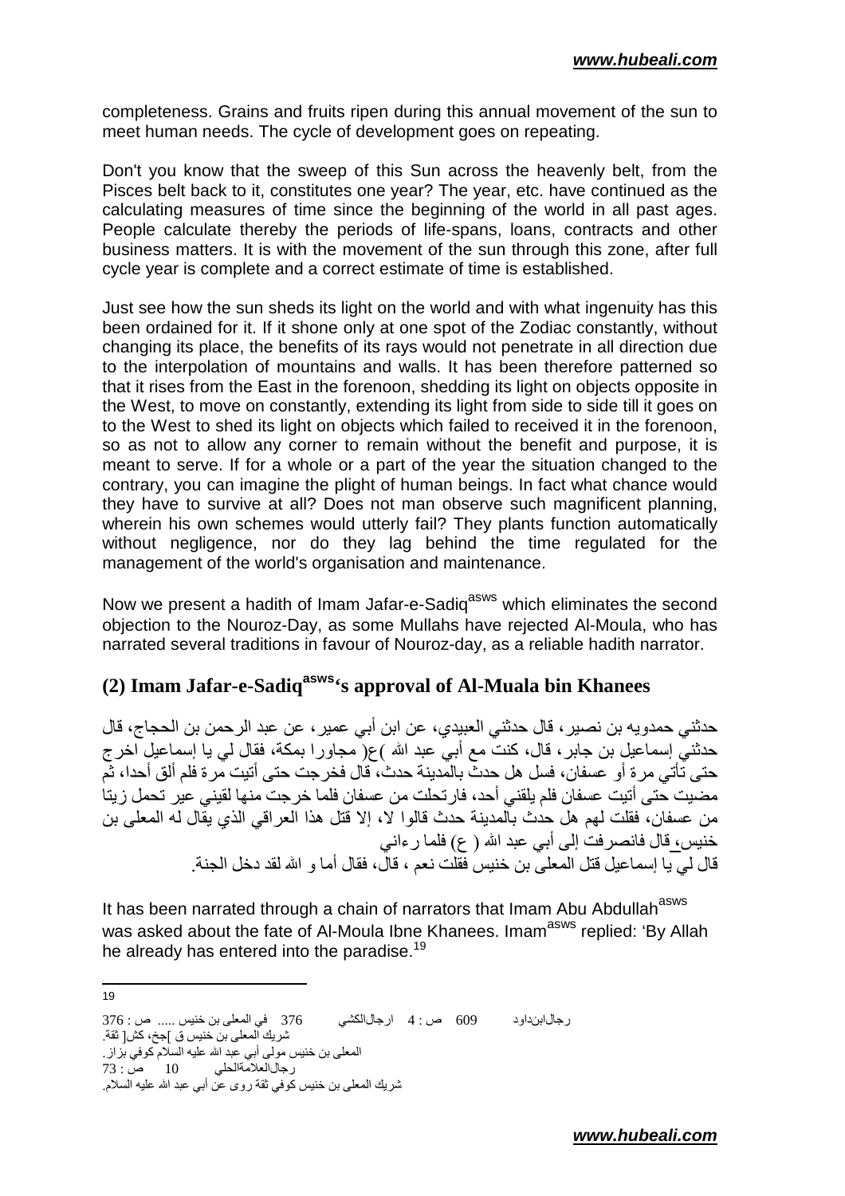completeness. Grains and fruits ripen during this annual movement of the sun to meet human needs. The cycle of development goes on repeating.

Don't you know that the sweep of this Sun across the heavenly belt, from the Pisces belt back to it, constitutes one year? The year, etc. have continued as the calculating measures of time since the beginning of the world in all past ages. People calculate thereby the periods of life-spans, loans, contracts and other business matters. It is with the movement of the sun through this zone, after full cycle year is complete and a correct estimate of time is established.

Just see how the sun sheds its light on the world and with what ingenuity has this been ordained for it. If it shone only at one spot of the Zodiac constantly, without changing its place, the benefits of its rays would not penetrate in all direction due to the interpolation of mountains and walls. It has been therefore patterned so that it rises from the East in the forenoon, shedding its light on objects opposite in the West, to move on constantly, extending its light from side to side till it goes on to the West to shed its light on objects which failed to received it in the forenoon, so as not to allow any corner to remain without the benefit and purpose, it is meant to serve. If for a whole or a part of the year the situation changed to the contrary, you can imagine the plight of human beings. In fact what chance would they have to survive at all? Does not man observe such magnificent planning, wherein his own schemes would utterly fail? They plants function automatically without negligence, nor do they lag behind the time regulated for the management of the world's organisation and maintenance.

Now we present a hadith of Imam Jafar-e-Sadiq[asws] which eliminates the second objection to the Nouroz-Day, as some Mullahs have rejected Al-Moula, who has narrated several traditions in favour of Nouroz-day, as a reliable hadith narrator.

## (2) Imam Jafar-e-Sadiq[asws]'s approval of Al-Muala bin Khanees

حدثني حمدويه بن نصير، قال حدثني العبيدي، عن ابن أبي عمير، عن عبد الرحمن بن الحجاج، قال حدثني إسماعيل بن جابر، قال، كنت مع أبي عبد الله )ع( مجاورا بمكة، فقال لي يا إسماعيل اخرج حتى تأتي مرة أو عسفان، فسل هل حدث بالمدينة حدث، قال فخرجت حتى أتيت مرة فلم ألق أحدا، ثم مضيت حتى أتيت عسفان فلم يلقني أحد، فارتحلت من عسفان فلما خرجت منها لقيني عير تحمل زيتا من عسفان، فقلت لهم هل حدث بالمدينة حدث قالوا لا، إلا قتل هذا العراقي الذي يقال له المعلى بن خنيس، قال فانصرفت إلى أبي عبد الله ( ع) فلما رءاني
قال لي يا إسماعيل قتل المعلى بن خنيس فقلت نعم ، قال، فقال أما و الله لقد دخل الجنة.

It has been narrated through a chain of narrators that Imam Abu Abdullah[asws] was asked about the fate of Al-Moula Ibne Khanees. Imam[asws] replied: 'By Allah he already has entered into the paradise.[19]

---

[19] رجال‌ابن‌داود 609 ص : 4 ارجال‌الكشي 376 في المعلى بن خنيس ..... ص : 376
شريك المعلى بن خنيس ق ]جخ، كش[ ثقة.
المعلى بن خنيس مولى أبي عبد الله عليه السلام كوفي بزاز.
رجال‌العلامة‌الحلي 10 ص : 73
شريك المعلى بن خنيس كوفي ثقة روى عن أبي عبد الله عليه السلام.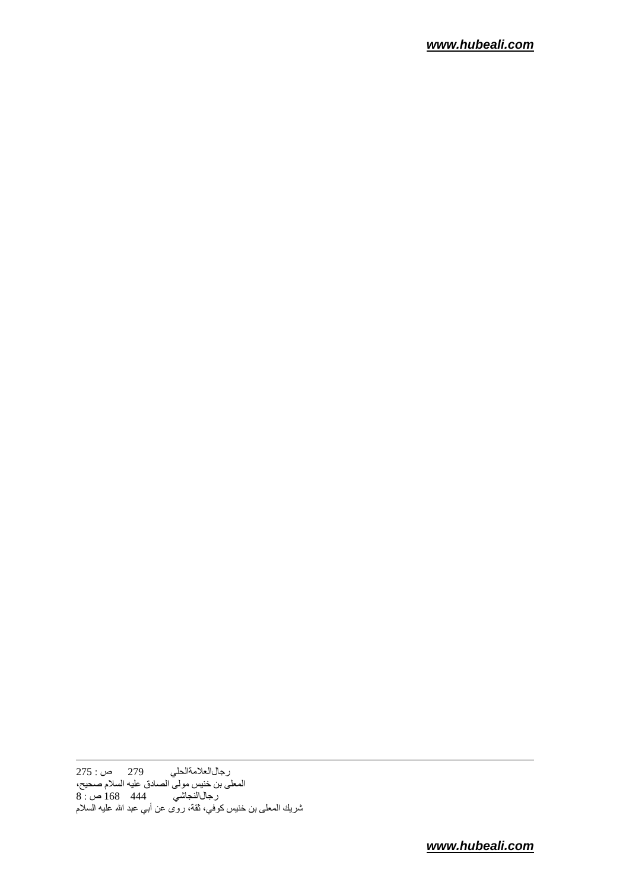---

رجال‌العلامة‌الحلي 279 ص : 275

المعلى بن خنيس مولى الصادق عليه السلام صحيح،

رجال‌النجاشي 444 168 ص : 8

شريك المعلى بن خنيس كوفي، ثقة، روى عن أبي عبد الله عليه السلام